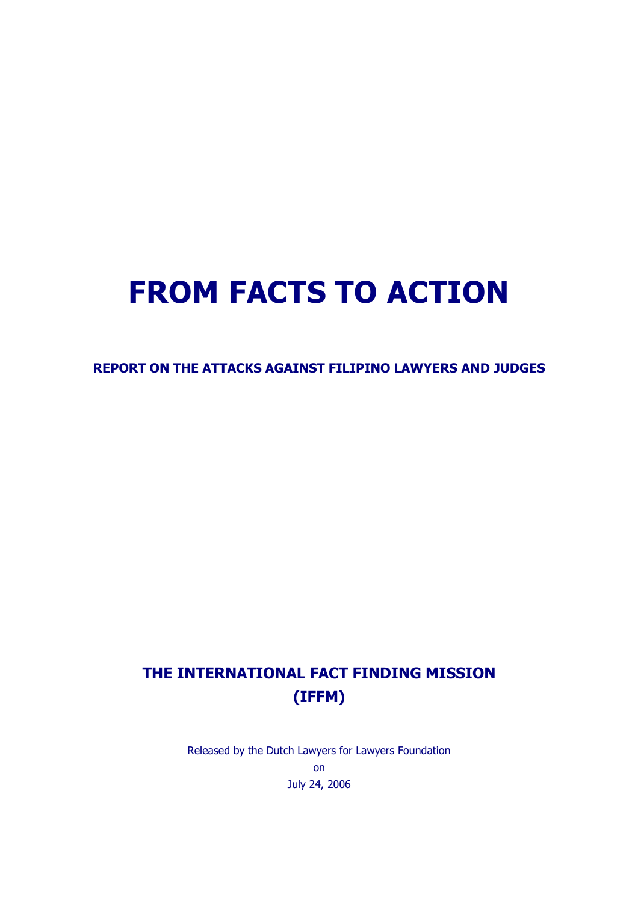# FROM FACTS TO ACTION

## REPORT ON THE ATTACKS AGAINST FILIPINO LAWYERS AND JUDGES

## THE INTERNATIONAL FACT FINDING MISSION (IFFM)

Released by the Dutch Lawyers for Lawyers Foundation

on

July 24, 2006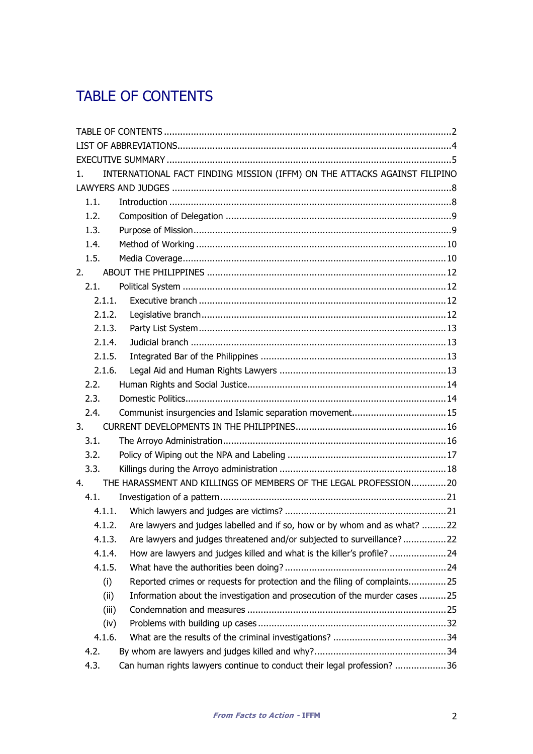# TABLE OF CONTENTS

TABLE OF CONTENTS .......... 2
LIST OF ABBREVIATIONS .......... 4
EXECUTIVE SUMMARY .......... 5
1. INTERNATIONAL FACT FINDING MISSION (IFFM) ON THE ATTACKS AGAINST FILIPINO LAWYERS AND JUDGES .......... 8
- 1.1. Introduction .......... 8
- 1.2. Composition of Delegation .......... 9
- 1.3. Purpose of Mission .......... 9
- 1.4. Method of Working .......... 10
- 1.5. Media Coverage .......... 10

2. ABOUT THE PHILIPPINES .......... 12
- 2.1. Political System .......... 12
  - 2.1.1. Executive branch .......... 12
  - 2.1.2. Legislative branch .......... 12
  - 2.1.3. Party List System .......... 13
  - 2.1.4. Judicial branch .......... 13
  - 2.1.5. Integrated Bar of the Philippines .......... 13
  - 2.1.6. Legal Aid and Human Rights Lawyers .......... 13
- 2.2. Human Rights and Social Justice .......... 14
- 2.3. Domestic Politics .......... 14
- 2.4. Communist insurgencies and Islamic separation movement .......... 15

3. CURRENT DEVELOPMENTS IN THE PHILIPPINES .......... 16
- 3.1. The Arroyo Administration .......... 16
- 3.2. Policy of Wiping out the NPA and Labeling .......... 17
- 3.3. Killings during the Arroyo administration .......... 18

4. THE HARASSMENT AND KILLINGS OF MEMBERS OF THE LEGAL PROFESSION .......... 20
- 4.1. Investigation of a pattern .......... 21
  - 4.1.1. Which lawyers and judges are victims? .......... 21
  - 4.1.2. Are lawyers and judges labelled and if so, how or by whom and as what? .......... 22
  - 4.1.3. Are lawyers and judges threatened and/or subjected to surveillance? .......... 22
  - 4.1.4. How are lawyers and judges killed and what is the killer's profile? .......... 24
  - 4.1.5. What have the authorities been doing? .......... 24
    - (i) Reported crimes or requests for protection and the filing of complaints .......... 25
    - (ii) Information about the investigation and prosecution of the murder cases .......... 25
    - (iii) Condemnation and measures .......... 25
    - (iv) Problems with building up cases .......... 32
  - 4.1.6. What are the results of the criminal investigations? .......... 34
- 4.2. By whom are lawyers and judges killed and why? .......... 34
- 4.3. Can human rights lawyers continue to conduct their legal profession? .......... 36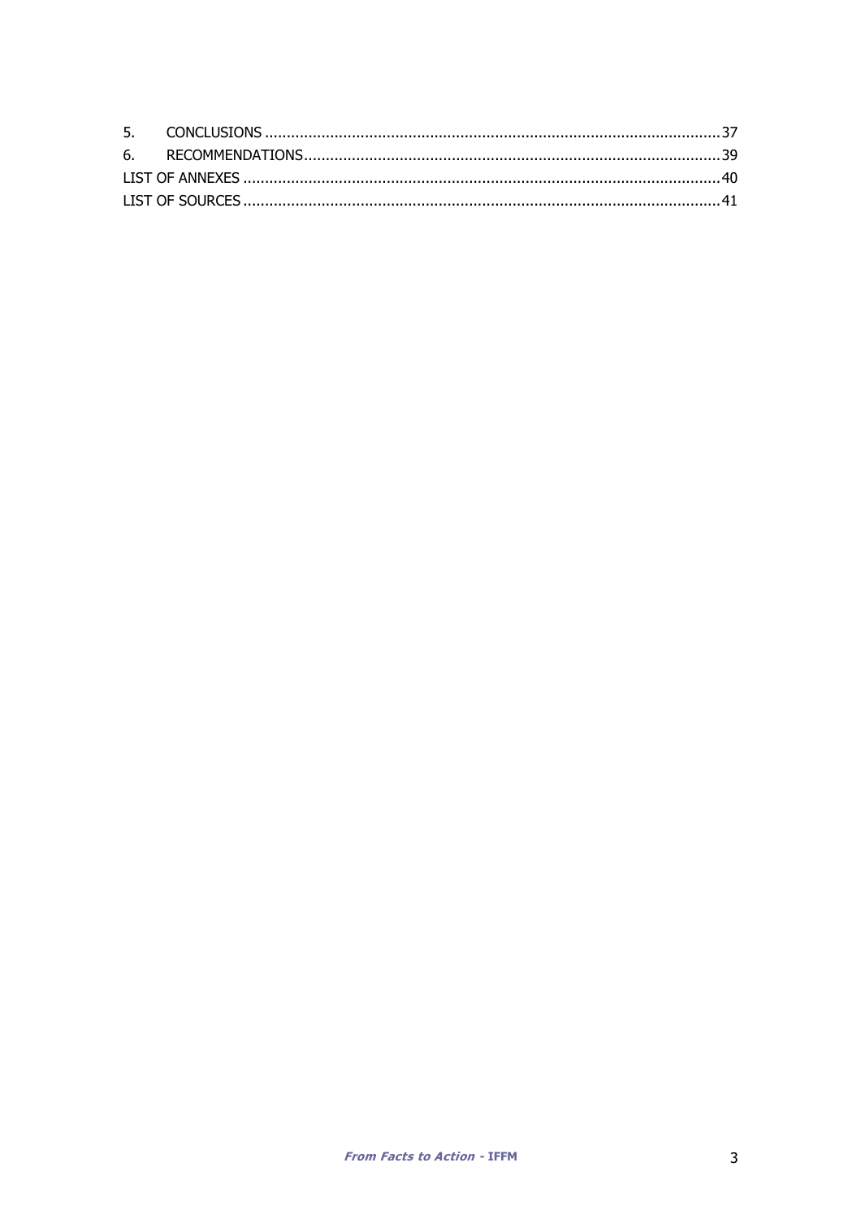5. CONCLUSIONS ........................................................................................................37
6. RECOMMENDATIONS................................................................................................39
LIST OF ANNEXES ..............................................................................................................40
LIST OF SOURCES ..............................................................................................................41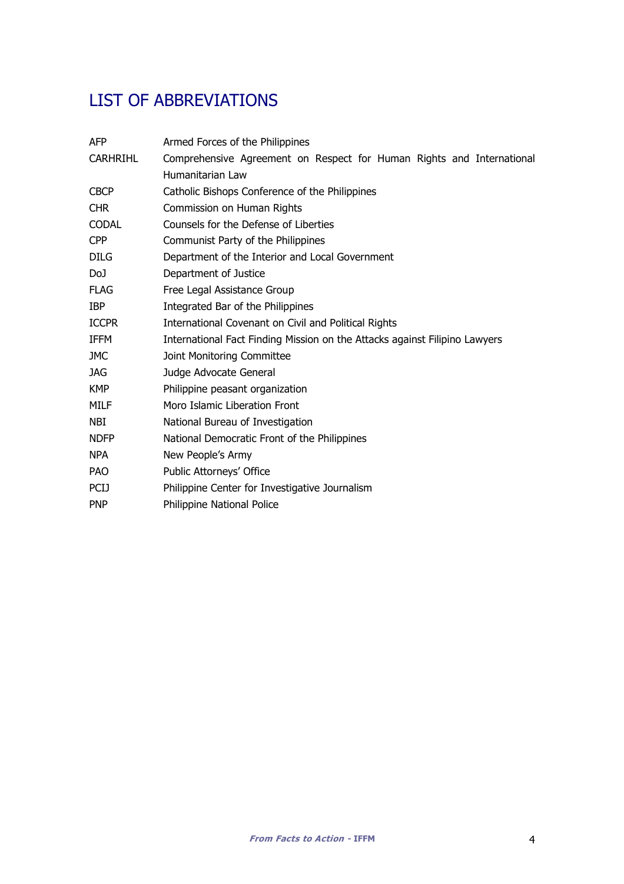# LIST OF ABBREVIATIONS

| | |
|---|---|
| AFP | Armed Forces of the Philippines |
| CARHRIHL | Comprehensive Agreement on Respect for Human Rights and International Humanitarian Law |
| CBCP | Catholic Bishops Conference of the Philippines |
| CHR | Commission on Human Rights |
| CODAL | Counsels for the Defense of Liberties |
| CPP | Communist Party of the Philippines |
| DILG | Department of the Interior and Local Government |
| DoJ | Department of Justice |
| FLAG | Free Legal Assistance Group |
| IBP | Integrated Bar of the Philippines |
| ICCPR | International Covenant on Civil and Political Rights |
| IFFM | International Fact Finding Mission on the Attacks against Filipino Lawyers |
| JMC | Joint Monitoring Committee |
| JAG | Judge Advocate General |
| KMP | Philippine peasant organization |
| MILF | Moro Islamic Liberation Front |
| NBI | National Bureau of Investigation |
| NDFP | National Democratic Front of the Philippines |
| NPA | New People's Army |
| PAO | Public Attorneys' Office |
| PCIJ | Philippine Center for Investigative Journalism |
| PNP | Philippine National Police |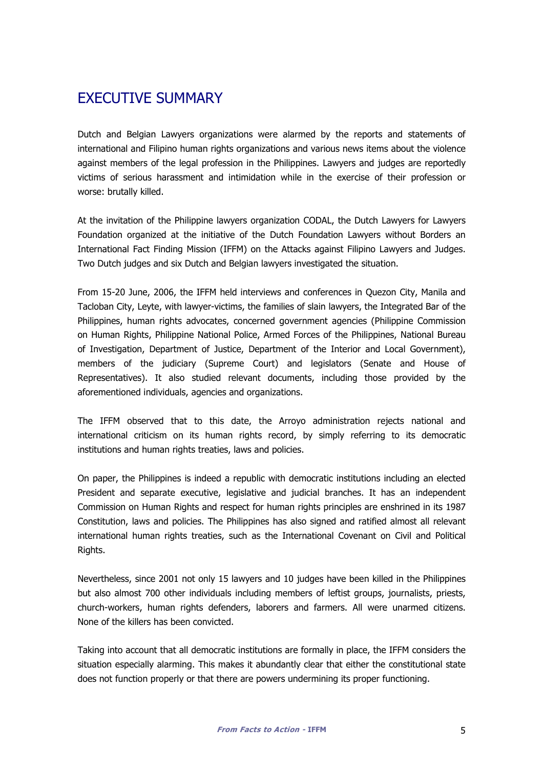# EXECUTIVE SUMMARY

Dutch and Belgian Lawyers organizations were alarmed by the reports and statements of international and Filipino human rights organizations and various news items about the violence against members of the legal profession in the Philippines. Lawyers and judges are reportedly victims of serious harassment and intimidation while in the exercise of their profession or worse: brutally killed.

At the invitation of the Philippine lawyers organization CODAL, the Dutch Lawyers for Lawyers Foundation organized at the initiative of the Dutch Foundation Lawyers without Borders an International Fact Finding Mission (IFFM) on the Attacks against Filipino Lawyers and Judges. Two Dutch judges and six Dutch and Belgian lawyers investigated the situation.

From 15-20 June, 2006, the IFFM held interviews and conferences in Quezon City, Manila and Tacloban City, Leyte, with lawyer-victims, the families of slain lawyers, the Integrated Bar of the Philippines, human rights advocates, concerned government agencies (Philippine Commission on Human Rights, Philippine National Police, Armed Forces of the Philippines, National Bureau of Investigation, Department of Justice, Department of the Interior and Local Government), members of the judiciary (Supreme Court) and legislators (Senate and House of Representatives). It also studied relevant documents, including those provided by the aforementioned individuals, agencies and organizations.

The IFFM observed that to this date, the Arroyo administration rejects national and international criticism on its human rights record, by simply referring to its democratic institutions and human rights treaties, laws and policies.

On paper, the Philippines is indeed a republic with democratic institutions including an elected President and separate executive, legislative and judicial branches. It has an independent Commission on Human Rights and respect for human rights principles are enshrined in its 1987 Constitution, laws and policies. The Philippines has also signed and ratified almost all relevant international human rights treaties, such as the International Covenant on Civil and Political Rights.

Nevertheless, since 2001 not only 15 lawyers and 10 judges have been killed in the Philippines but also almost 700 other individuals including members of leftist groups, journalists, priests, church-workers, human rights defenders, laborers and farmers. All were unarmed citizens. None of the killers has been convicted.

Taking into account that all democratic institutions are formally in place, the IFFM considers the situation especially alarming. This makes it abundantly clear that either the constitutional state does not function properly or that there are powers undermining its proper functioning.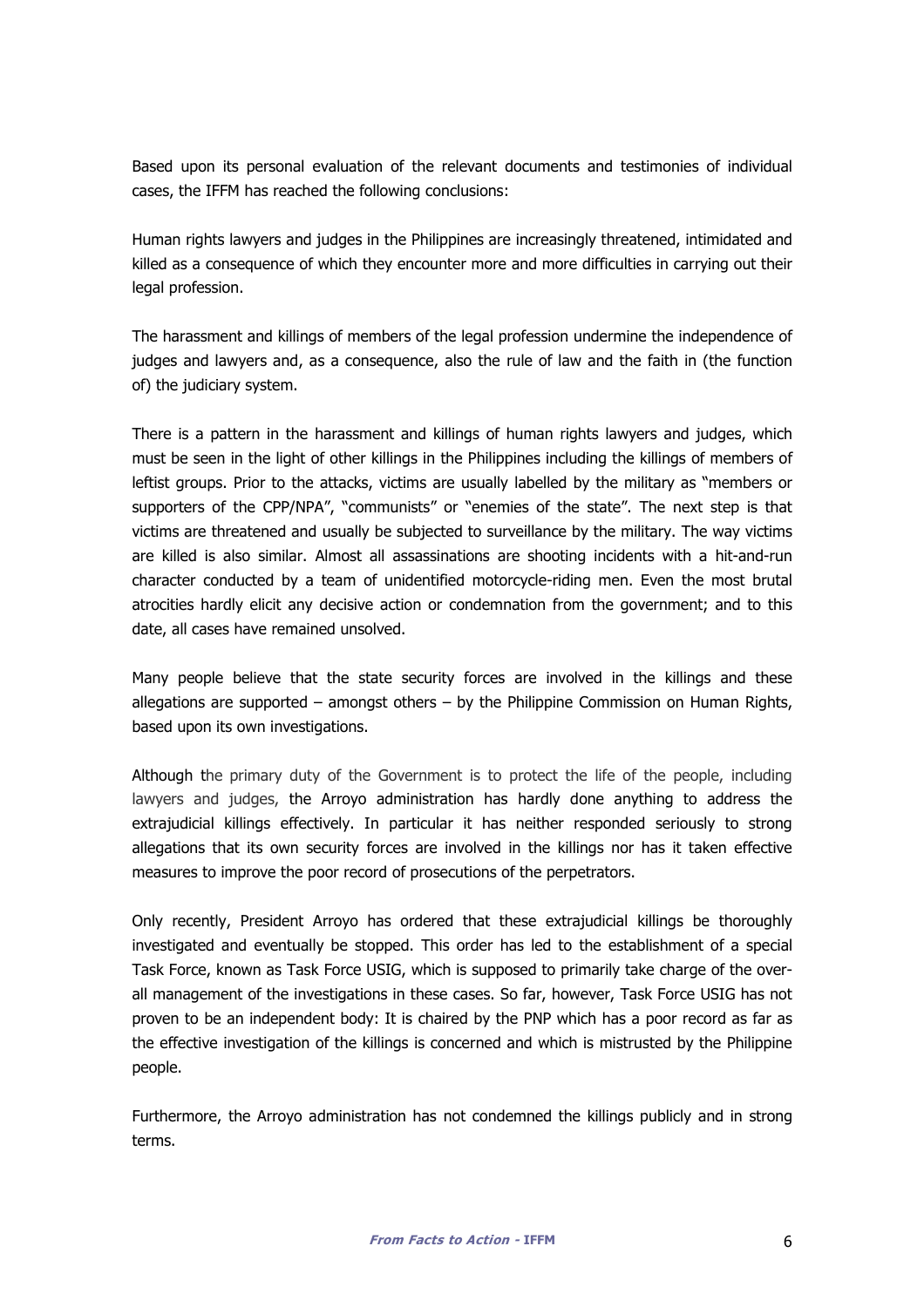Based upon its personal evaluation of the relevant documents and testimonies of individual cases, the IFFM has reached the following conclusions:

Human rights lawyers and judges in the Philippines are increasingly threatened, intimidated and killed as a consequence of which they encounter more and more difficulties in carrying out their legal profession.

The harassment and killings of members of the legal profession undermine the independence of judges and lawyers and, as a consequence, also the rule of law and the faith in (the function of) the judiciary system.

There is a pattern in the harassment and killings of human rights lawyers and judges, which must be seen in the light of other killings in the Philippines including the killings of members of leftist groups. Prior to the attacks, victims are usually labelled by the military as "members or supporters of the CPP/NPA", "communists" or "enemies of the state". The next step is that victims are threatened and usually be subjected to surveillance by the military. The way victims are killed is also similar. Almost all assassinations are shooting incidents with a hit-and-run character conducted by a team of unidentified motorcycle-riding men. Even the most brutal atrocities hardly elicit any decisive action or condemnation from the government; and to this date, all cases have remained unsolved.

Many people believe that the state security forces are involved in the killings and these allegations are supported – amongst others – by the Philippine Commission on Human Rights, based upon its own investigations.

Although the primary duty of the Government is to protect the life of the people, including lawyers and judges, the Arroyo administration has hardly done anything to address the extrajudicial killings effectively. In particular it has neither responded seriously to strong allegations that its own security forces are involved in the killings nor has it taken effective measures to improve the poor record of prosecutions of the perpetrators.

Only recently, President Arroyo has ordered that these extrajudicial killings be thoroughly investigated and eventually be stopped. This order has led to the establishment of a special Task Force, known as Task Force USIG, which is supposed to primarily take charge of the over-all management of the investigations in these cases. So far, however, Task Force USIG has not proven to be an independent body: It is chaired by the PNP which has a poor record as far as the effective investigation of the killings is concerned and which is mistrusted by the Philippine people.

Furthermore, the Arroyo administration has not condemned the killings publicly and in strong terms.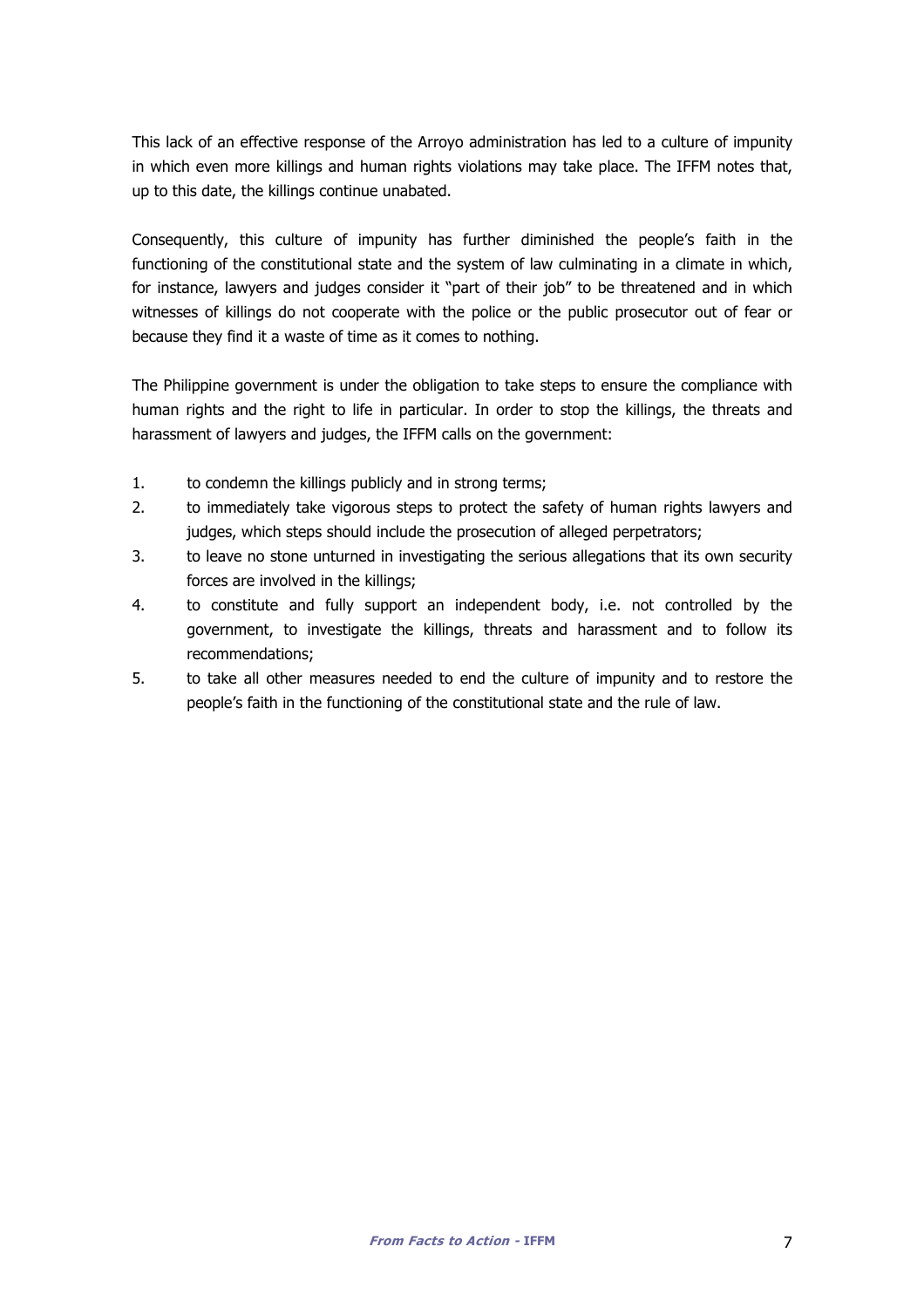This lack of an effective response of the Arroyo administration has led to a culture of impunity in which even more killings and human rights violations may take place. The IFFM notes that, up to this date, the killings continue unabated.

Consequently, this culture of impunity has further diminished the people's faith in the functioning of the constitutional state and the system of law culminating in a climate in which, for instance, lawyers and judges consider it "part of their job" to be threatened and in which witnesses of killings do not cooperate with the police or the public prosecutor out of fear or because they find it a waste of time as it comes to nothing.

The Philippine government is under the obligation to take steps to ensure the compliance with human rights and the right to life in particular. In order to stop the killings, the threats and harassment of lawyers and judges, the IFFM calls on the government:

1. to condemn the killings publicly and in strong terms;
2. to immediately take vigorous steps to protect the safety of human rights lawyers and judges, which steps should include the prosecution of alleged perpetrators;
3. to leave no stone unturned in investigating the serious allegations that its own security forces are involved in the killings;
4. to constitute and fully support an independent body, i.e. not controlled by the government, to investigate the killings, threats and harassment and to follow its recommendations;
5. to take all other measures needed to end the culture of impunity and to restore the people's faith in the functioning of the constitutional state and the rule of law.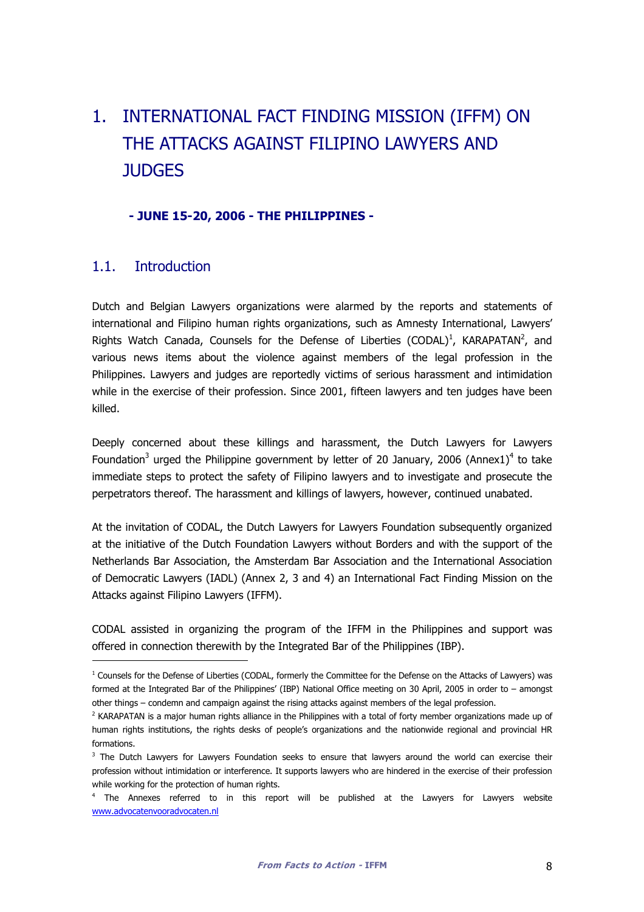# 1. INTERNATIONAL FACT FINDING MISSION (IFFM) ON THE ATTACKS AGAINST FILIPINO LAWYERS AND JUDGES

**- JUNE 15-20, 2006 - THE PHILIPPINES -**

## 1.1. Introduction

Dutch and Belgian Lawyers organizations were alarmed by the reports and statements of international and Filipino human rights organizations, such as Amnesty International, Lawyers' Rights Watch Canada, Counsels for the Defense of Liberties (CODAL)[1], KARAPATAN[2], and various news items about the violence against members of the legal profession in the Philippines. Lawyers and judges are reportedly victims of serious harassment and intimidation while in the exercise of their profession. Since 2001, fifteen lawyers and ten judges have been killed.

Deeply concerned about these killings and harassment, the Dutch Lawyers for Lawyers Foundation[3] urged the Philippine government by letter of 20 January, 2006 (Annex1)[4] to take immediate steps to protect the safety of Filipino lawyers and to investigate and prosecute the perpetrators thereof. The harassment and killings of lawyers, however, continued unabated.

At the invitation of CODAL, the Dutch Lawyers for Lawyers Foundation subsequently organized at the initiative of the Dutch Foundation Lawyers without Borders and with the support of the Netherlands Bar Association, the Amsterdam Bar Association and the International Association of Democratic Lawyers (IADL) (Annex 2, 3 and 4) an International Fact Finding Mission on the Attacks against Filipino Lawyers (IFFM).

CODAL assisted in organizing the program of the IFFM in the Philippines and support was offered in connection therewith by the Integrated Bar of the Philippines (IBP).

---

[1] Counsels for the Defense of Liberties (CODAL, formerly the Committee for the Defense on the Attacks of Lawyers) was formed at the Integrated Bar of the Philippines' (IBP) National Office meeting on 30 April, 2005 in order to – amongst other things – condemn and campaign against the rising attacks against members of the legal profession.

[2] KARAPATAN is a major human rights alliance in the Philippines with a total of forty member organizations made up of human rights institutions, the rights desks of people's organizations and the nationwide regional and provincial HR formations.

[3] The Dutch Lawyers for Lawyers Foundation seeks to ensure that lawyers around the world can exercise their profession without intimidation or interference. It supports lawyers who are hindered in the exercise of their profession while working for the protection of human rights.

[4] The Annexes referred to in this report will be published at the Lawyers for Lawyers website www.advocatenvooradvocaten.nl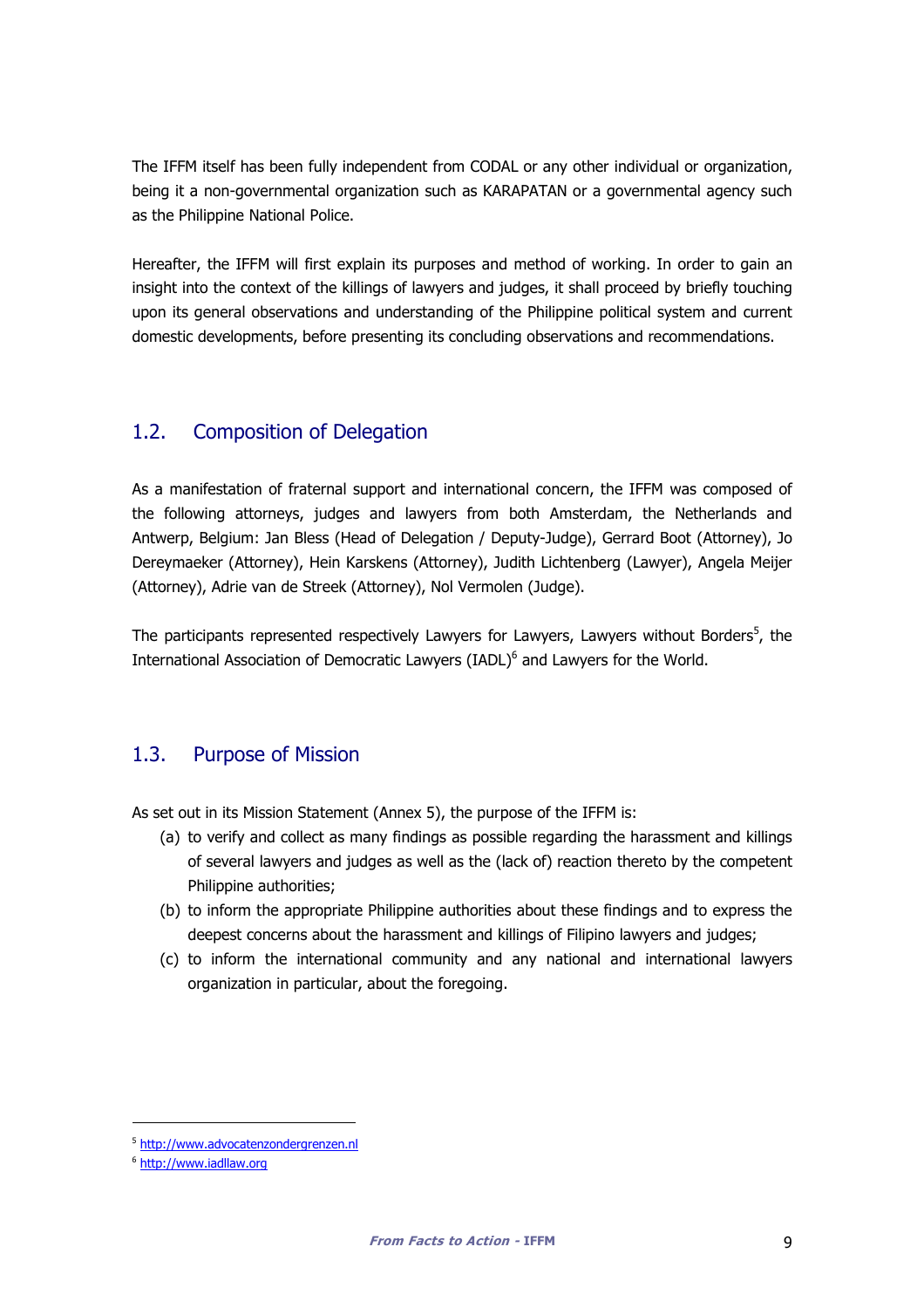The IFFM itself has been fully independent from CODAL or any other individual or organization, being it a non-governmental organization such as KARAPATAN or a governmental agency such as the Philippine National Police.

Hereafter, the IFFM will first explain its purposes and method of working. In order to gain an insight into the context of the killings of lawyers and judges, it shall proceed by briefly touching upon its general observations and understanding of the Philippine political system and current domestic developments, before presenting its concluding observations and recommendations.

## 1.2. Composition of Delegation

As a manifestation of fraternal support and international concern, the IFFM was composed of the following attorneys, judges and lawyers from both Amsterdam, the Netherlands and Antwerp, Belgium: Jan Bless (Head of Delegation / Deputy-Judge), Gerrard Boot (Attorney), Jo Dereymaeker (Attorney), Hein Karskens (Attorney), Judith Lichtenberg (Lawyer), Angela Meijer (Attorney), Adrie van de Streek (Attorney), Nol Vermolen (Judge).

The participants represented respectively Lawyers for Lawyers, Lawyers without Borders[5], the International Association of Democratic Lawyers (IADL)[6] and Lawyers for the World.

## 1.3. Purpose of Mission

As set out in its Mission Statement (Annex 5), the purpose of the IFFM is:

(a) to verify and collect as many findings as possible regarding the harassment and killings of several lawyers and judges as well as the (lack of) reaction thereto by the competent Philippine authorities;

(b) to inform the appropriate Philippine authorities about these findings and to express the deepest concerns about the harassment and killings of Filipino lawyers and judges;

(c) to inform the international community and any national and international lawyers organization in particular, about the foregoing.

---

[5] http://www.advocatenzondergrenzen.nl

[6] http://www.iadllaw.org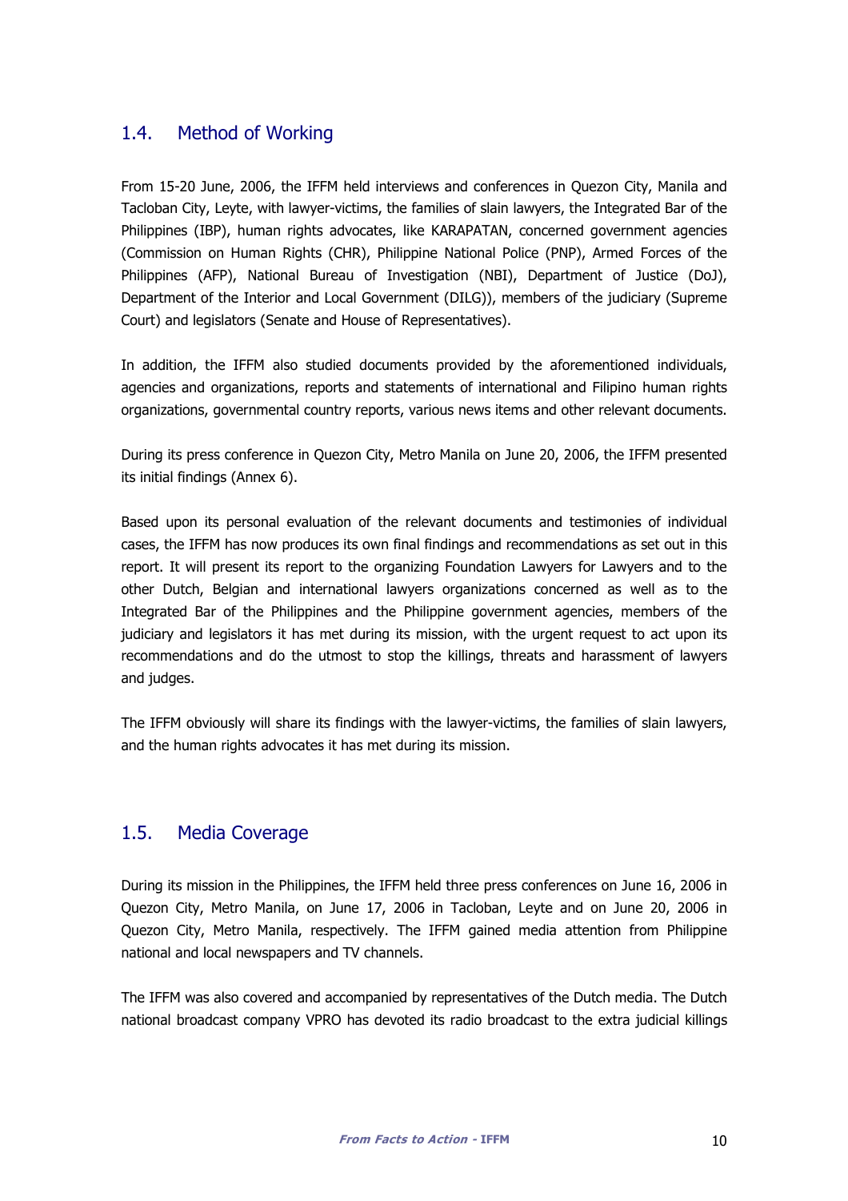## 1.4. Method of Working

From 15-20 June, 2006, the IFFM held interviews and conferences in Quezon City, Manila and Tacloban City, Leyte, with lawyer-victims, the families of slain lawyers, the Integrated Bar of the Philippines (IBP), human rights advocates, like KARAPATAN, concerned government agencies (Commission on Human Rights (CHR), Philippine National Police (PNP), Armed Forces of the Philippines (AFP), National Bureau of Investigation (NBI), Department of Justice (DoJ), Department of the Interior and Local Government (DILG)), members of the judiciary (Supreme Court) and legislators (Senate and House of Representatives).

In addition, the IFFM also studied documents provided by the aforementioned individuals, agencies and organizations, reports and statements of international and Filipino human rights organizations, governmental country reports, various news items and other relevant documents.

During its press conference in Quezon City, Metro Manila on June 20, 2006, the IFFM presented its initial findings (Annex 6).

Based upon its personal evaluation of the relevant documents and testimonies of individual cases, the IFFM has now produces its own final findings and recommendations as set out in this report. It will present its report to the organizing Foundation Lawyers for Lawyers and to the other Dutch, Belgian and international lawyers organizations concerned as well as to the Integrated Bar of the Philippines and the Philippine government agencies, members of the judiciary and legislators it has met during its mission, with the urgent request to act upon its recommendations and do the utmost to stop the killings, threats and harassment of lawyers and judges.

The IFFM obviously will share its findings with the lawyer-victims, the families of slain lawyers, and the human rights advocates it has met during its mission.

## 1.5. Media Coverage

During its mission in the Philippines, the IFFM held three press conferences on June 16, 2006 in Quezon City, Metro Manila, on June 17, 2006 in Tacloban, Leyte and on June 20, 2006 in Quezon City, Metro Manila, respectively. The IFFM gained media attention from Philippine national and local newspapers and TV channels.

The IFFM was also covered and accompanied by representatives of the Dutch media. The Dutch national broadcast company VPRO has devoted its radio broadcast to the extra judicial killings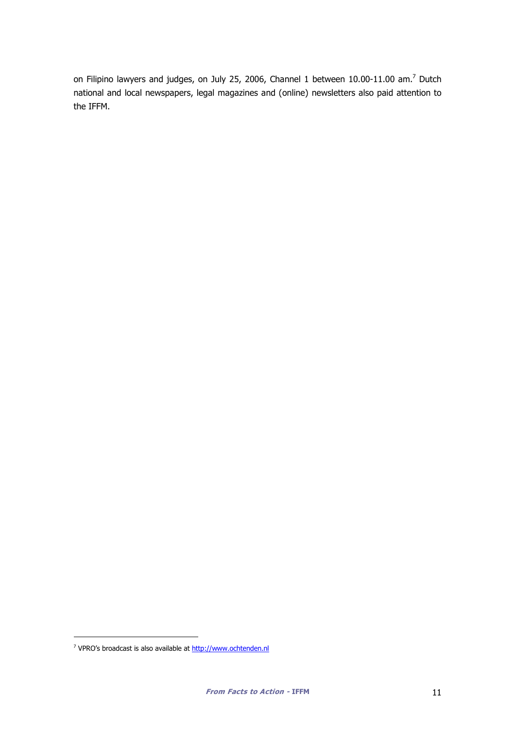on Filipino lawyers and judges, on July 25, 2006, Channel 1 between 10.00-11.00 am.[7] Dutch national and local newspapers, legal magazines and (online) newsletters also paid attention to the IFFM.

---

[7] VPRO's broadcast is also available at http://www.ochtenden.nl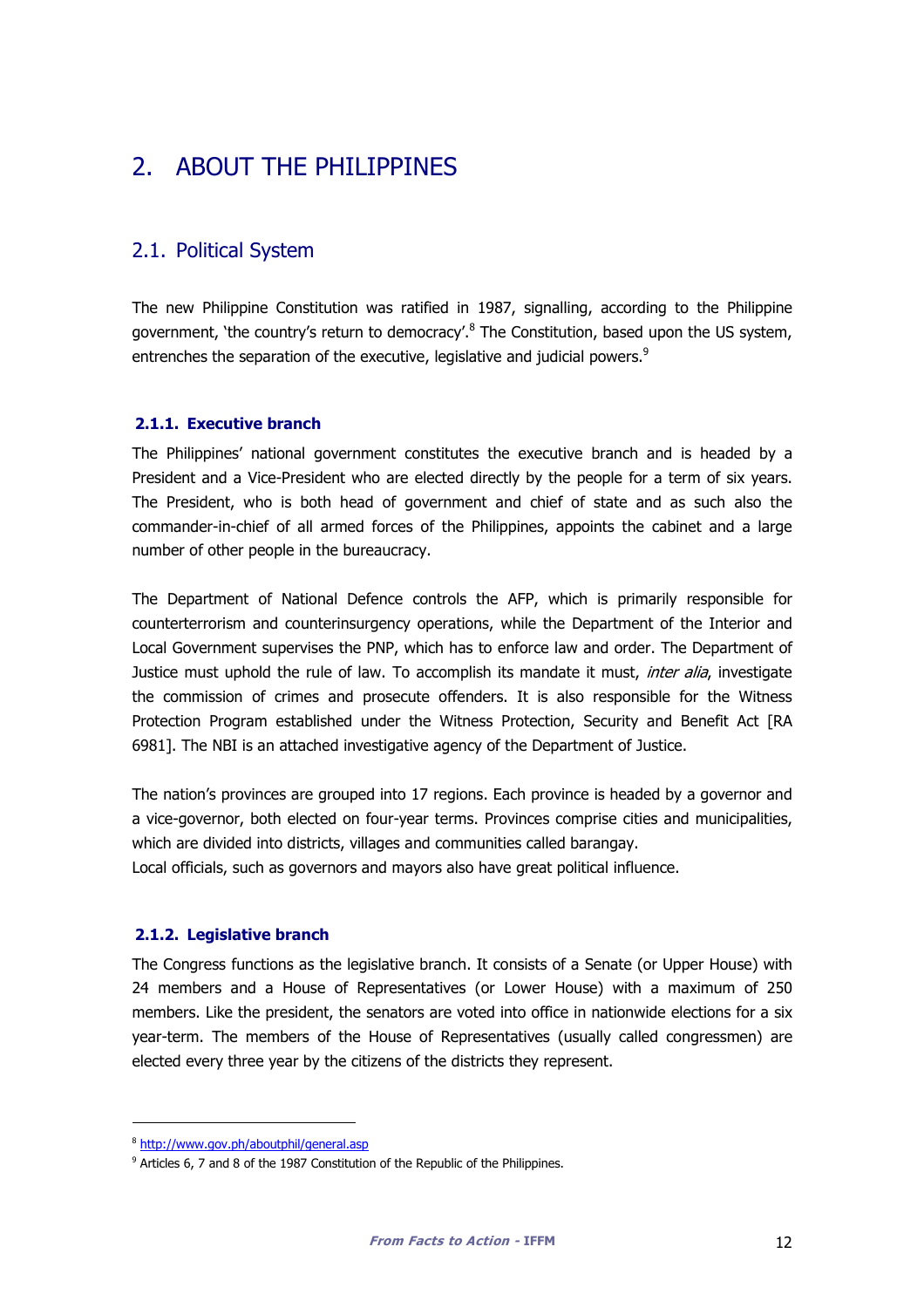# 2. ABOUT THE PHILIPPINES

## 2.1. Political System

The new Philippine Constitution was ratified in 1987, signalling, according to the Philippine government, 'the country's return to democracy'.[8] The Constitution, based upon the US system, entrenches the separation of the executive, legislative and judicial powers.[9]

### 2.1.1. Executive branch

The Philippines' national government constitutes the executive branch and is headed by a President and a Vice-President who are elected directly by the people for a term of six years. The President, who is both head of government and chief of state and as such also the commander-in-chief of all armed forces of the Philippines, appoints the cabinet and a large number of other people in the bureaucracy.

The Department of National Defence controls the AFP, which is primarily responsible for counterterrorism and counterinsurgency operations, while the Department of the Interior and Local Government supervises the PNP, which has to enforce law and order. The Department of Justice must uphold the rule of law. To accomplish its mandate it must, *inter alia*, investigate the commission of crimes and prosecute offenders. It is also responsible for the Witness Protection Program established under the Witness Protection, Security and Benefit Act [RA 6981]. The NBI is an attached investigative agency of the Department of Justice.

The nation's provinces are grouped into 17 regions. Each province is headed by a governor and a vice-governor, both elected on four-year terms. Provinces comprise cities and municipalities, which are divided into districts, villages and communities called barangay.
Local officials, such as governors and mayors also have great political influence.

### 2.1.2. Legislative branch

The Congress functions as the legislative branch. It consists of a Senate (or Upper House) with 24 members and a House of Representatives (or Lower House) with a maximum of 250 members. Like the president, the senators are voted into office in nationwide elections for a six year-term. The members of the House of Representatives (usually called congressmen) are elected every three year by the citizens of the districts they represent.

---

[8] http://www.gov.ph/aboutphil/general.asp

[9] Articles 6, 7 and 8 of the 1987 Constitution of the Republic of the Philippines.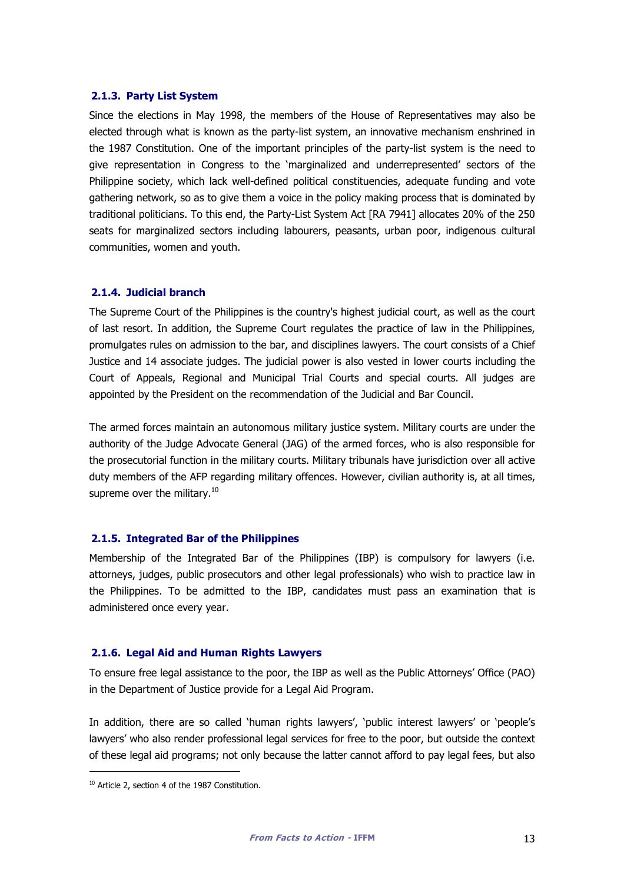### 2.1.3. Party List System

Since the elections in May 1998, the members of the House of Representatives may also be elected through what is known as the party-list system, an innovative mechanism enshrined in the 1987 Constitution. One of the important principles of the party-list system is the need to give representation in Congress to the 'marginalized and underrepresented' sectors of the Philippine society, which lack well-defined political constituencies, adequate funding and vote gathering network, so as to give them a voice in the policy making process that is dominated by traditional politicians. To this end, the Party-List System Act [RA 7941] allocates 20% of the 250 seats for marginalized sectors including labourers, peasants, urban poor, indigenous cultural communities, women and youth.

### 2.1.4. Judicial branch

The Supreme Court of the Philippines is the country's highest judicial court, as well as the court of last resort. In addition, the Supreme Court regulates the practice of law in the Philippines, promulgates rules on admission to the bar, and disciplines lawyers. The court consists of a Chief Justice and 14 associate judges. The judicial power is also vested in lower courts including the Court of Appeals, Regional and Municipal Trial Courts and special courts. All judges are appointed by the President on the recommendation of the Judicial and Bar Council.

The armed forces maintain an autonomous military justice system. Military courts are under the authority of the Judge Advocate General (JAG) of the armed forces, who is also responsible for the prosecutorial function in the military courts. Military tribunals have jurisdiction over all active duty members of the AFP regarding military offences. However, civilian authority is, at all times, supreme over the military.[10]

### 2.1.5. Integrated Bar of the Philippines

Membership of the Integrated Bar of the Philippines (IBP) is compulsory for lawyers (i.e. attorneys, judges, public prosecutors and other legal professionals) who wish to practice law in the Philippines. To be admitted to the IBP, candidates must pass an examination that is administered once every year.

### 2.1.6. Legal Aid and Human Rights Lawyers

To ensure free legal assistance to the poor, the IBP as well as the Public Attorneys' Office (PAO) in the Department of Justice provide for a Legal Aid Program.

In addition, there are so called 'human rights lawyers', 'public interest lawyers' or 'people's lawyers' who also render professional legal services for free to the poor, but outside the context of these legal aid programs; not only because the latter cannot afford to pay legal fees, but also

---

[10] Article 2, section 4 of the 1987 Constitution.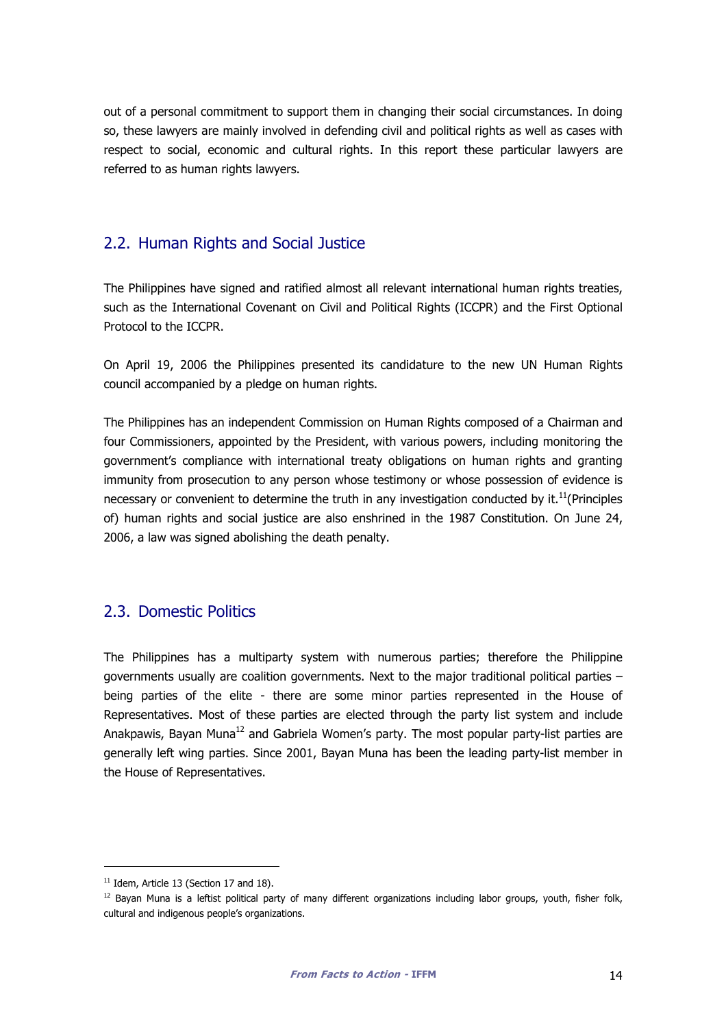out of a personal commitment to support them in changing their social circumstances. In doing so, these lawyers are mainly involved in defending civil and political rights as well as cases with respect to social, economic and cultural rights. In this report these particular lawyers are referred to as human rights lawyers.

## 2.2. Human Rights and Social Justice

The Philippines have signed and ratified almost all relevant international human rights treaties, such as the International Covenant on Civil and Political Rights (ICCPR) and the First Optional Protocol to the ICCPR.

On April 19, 2006 the Philippines presented its candidature to the new UN Human Rights council accompanied by a pledge on human rights.

The Philippines has an independent Commission on Human Rights composed of a Chairman and four Commissioners, appointed by the President, with various powers, including monitoring the government's compliance with international treaty obligations on human rights and granting immunity from prosecution to any person whose testimony or whose possession of evidence is necessary or convenient to determine the truth in any investigation conducted by it.[11](Principles of) human rights and social justice are also enshrined in the 1987 Constitution. On June 24, 2006, a law was signed abolishing the death penalty.

## 2.3. Domestic Politics

The Philippines has a multiparty system with numerous parties; therefore the Philippine governments usually are coalition governments. Next to the major traditional political parties – being parties of the elite - there are some minor parties represented in the House of Representatives. Most of these parties are elected through the party list system and include Anakpawis, Bayan Muna[12] and Gabriela Women's party. The most popular party-list parties are generally left wing parties. Since 2001, Bayan Muna has been the leading party-list member in the House of Representatives.

---

[11] Idem, Article 13 (Section 17 and 18).

[12] Bayan Muna is a leftist political party of many different organizations including labor groups, youth, fisher folk, cultural and indigenous people's organizations.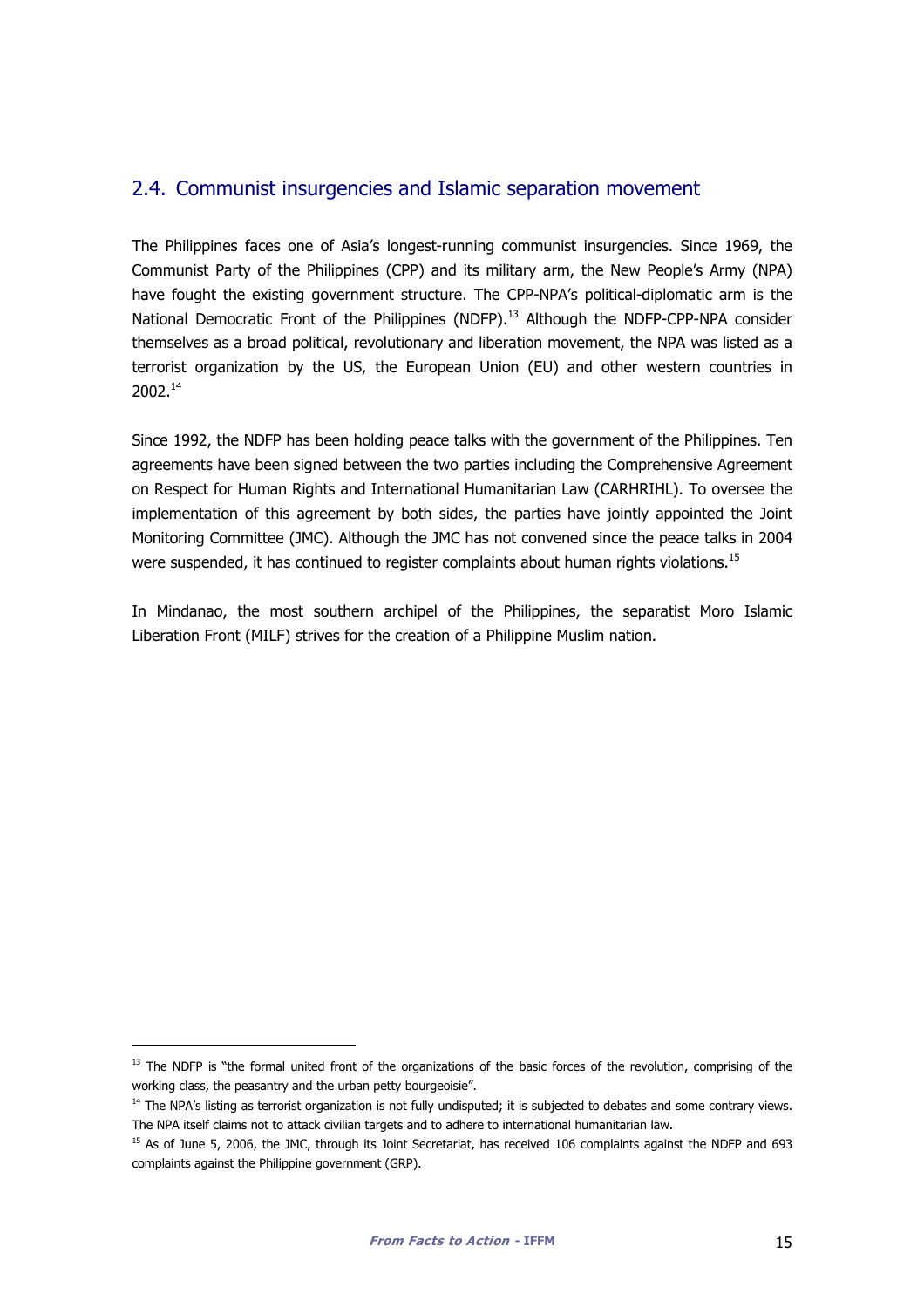## 2.4. Communist insurgencies and Islamic separation movement

The Philippines faces one of Asia's longest-running communist insurgencies. Since 1969, the Communist Party of the Philippines (CPP) and its military arm, the New People's Army (NPA) have fought the existing government structure. The CPP-NPA's political-diplomatic arm is the National Democratic Front of the Philippines (NDFP).[13] Although the NDFP-CPP-NPA consider themselves as a broad political, revolutionary and liberation movement, the NPA was listed as a terrorist organization by the US, the European Union (EU) and other western countries in 2002.[14]

Since 1992, the NDFP has been holding peace talks with the government of the Philippines. Ten agreements have been signed between the two parties including the Comprehensive Agreement on Respect for Human Rights and International Humanitarian Law (CARHRIHL). To oversee the implementation of this agreement by both sides, the parties have jointly appointed the Joint Monitoring Committee (JMC). Although the JMC has not convened since the peace talks in 2004 were suspended, it has continued to register complaints about human rights violations.[15]

In Mindanao, the most southern archipel of the Philippines, the separatist Moro Islamic Liberation Front (MILF) strives for the creation of a Philippine Muslim nation.

---

[13] The NDFP is "the formal united front of the organizations of the basic forces of the revolution, comprising of the working class, the peasantry and the urban petty bourgeoisie".

[14] The NPA's listing as terrorist organization is not fully undisputed; it is subjected to debates and some contrary views. The NPA itself claims not to attack civilian targets and to adhere to international humanitarian law.

[15] As of June 5, 2006, the JMC, through its Joint Secretariat, has received 106 complaints against the NDFP and 693 complaints against the Philippine government (GRP).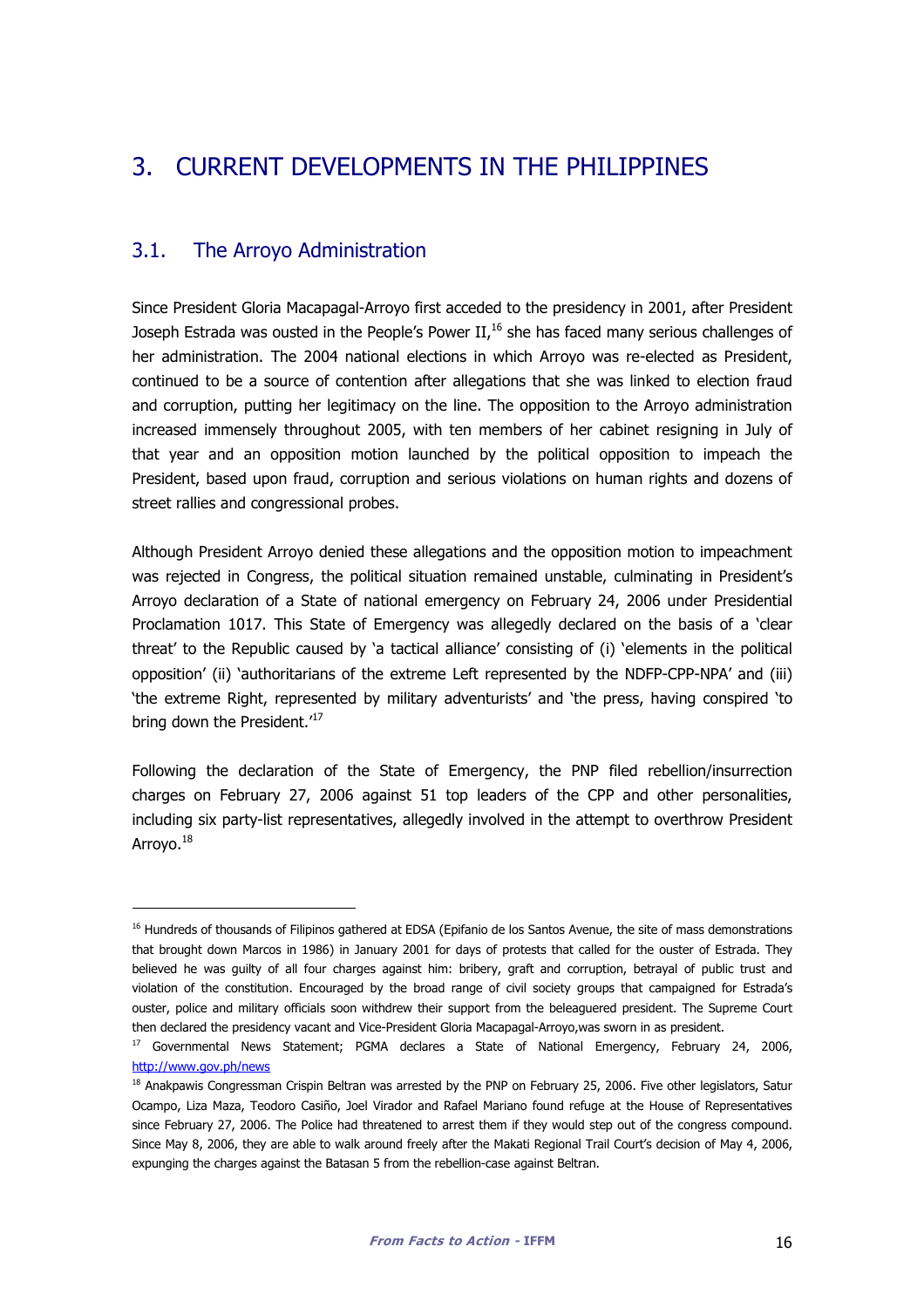# 3. CURRENT DEVELOPMENTS IN THE PHILIPPINES

## 3.1. The Arroyo Administration

Since President Gloria Macapagal-Arroyo first acceded to the presidency in 2001, after President Joseph Estrada was ousted in the People's Power II,[16] she has faced many serious challenges of her administration. The 2004 national elections in which Arroyo was re-elected as President, continued to be a source of contention after allegations that she was linked to election fraud and corruption, putting her legitimacy on the line. The opposition to the Arroyo administration increased immensely throughout 2005, with ten members of her cabinet resigning in July of that year and an opposition motion launched by the political opposition to impeach the President, based upon fraud, corruption and serious violations on human rights and dozens of street rallies and congressional probes.

Although President Arroyo denied these allegations and the opposition motion to impeachment was rejected in Congress, the political situation remained unstable, culminating in President's Arroyo declaration of a State of national emergency on February 24, 2006 under Presidential Proclamation 1017. This State of Emergency was allegedly declared on the basis of a 'clear threat' to the Republic caused by 'a tactical alliance' consisting of (i) 'elements in the political opposition' (ii) 'authoritarians of the extreme Left represented by the NDFP-CPP-NPA' and (iii) 'the extreme Right, represented by military adventurists' and 'the press, having conspired 'to bring down the President.'[17]

Following the declaration of the State of Emergency, the PNP filed rebellion/insurrection charges on February 27, 2006 against 51 top leaders of the CPP and other personalities, including six party-list representatives, allegedly involved in the attempt to overthrow President Arroyo.[18]

---

[16] Hundreds of thousands of Filipinos gathered at EDSA (Epifanio de los Santos Avenue, the site of mass demonstrations that brought down Marcos in 1986) in January 2001 for days of protests that called for the ouster of Estrada. They believed he was guilty of all four charges against him: bribery, graft and corruption, betrayal of public trust and violation of the constitution. Encouraged by the broad range of civil society groups that campaigned for Estrada's ouster, police and military officials soon withdrew their support from the beleaguered president. The Supreme Court then declared the presidency vacant and Vice-President Gloria Macapagal-Arroyo,was sworn in as president.

[17] Governmental News Statement; PGMA declares a State of National Emergency, February 24, 2006, http://www.gov.ph/news

[18] Anakpawis Congressman Crispin Beltran was arrested by the PNP on February 25, 2006. Five other legislators, Satur Ocampo, Liza Maza, Teodoro Casiño, Joel Virador and Rafael Mariano found refuge at the House of Representatives since February 27, 2006. The Police had threatened to arrest them if they would step out of the congress compound. Since May 8, 2006, they are able to walk around freely after the Makati Regional Trail Court's decision of May 4, 2006, expunging the charges against the Batasan 5 from the rebellion-case against Beltran.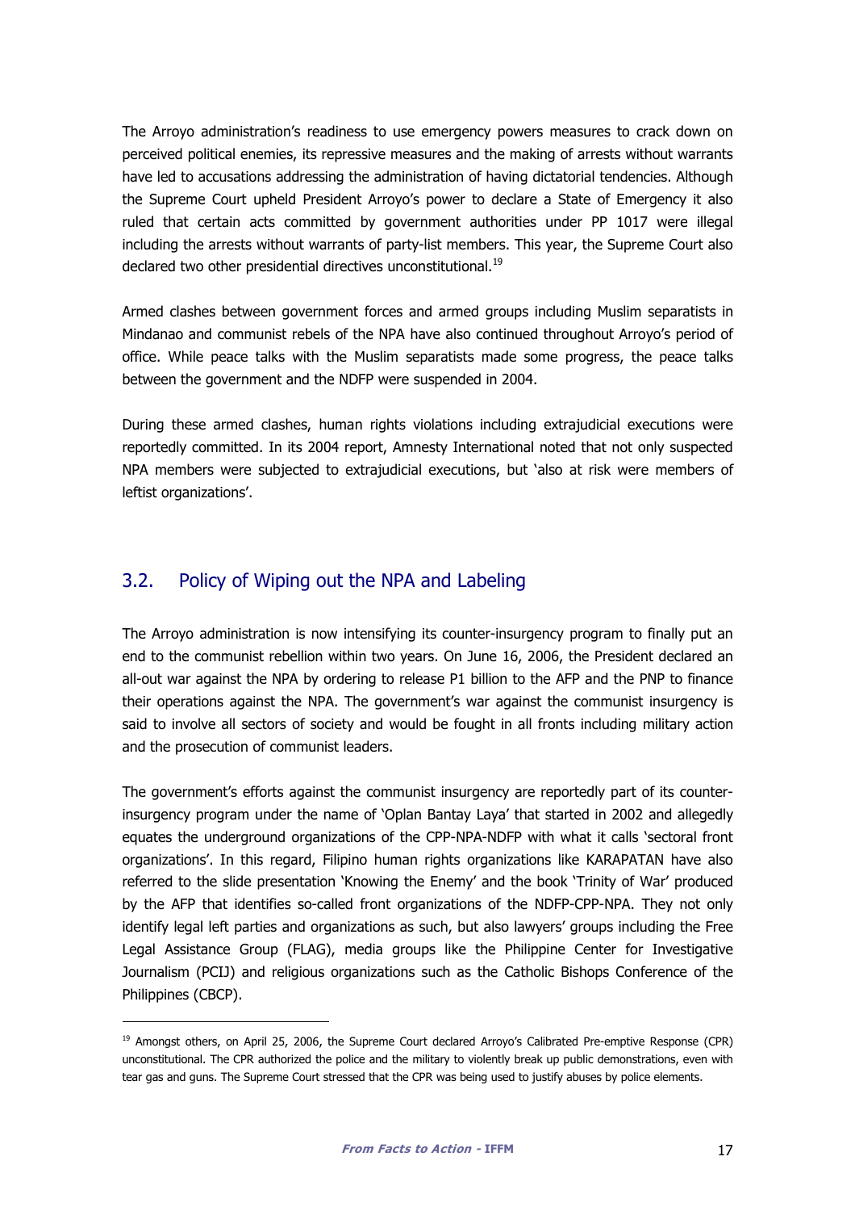The Arroyo administration's readiness to use emergency powers measures to crack down on perceived political enemies, its repressive measures and the making of arrests without warrants have led to accusations addressing the administration of having dictatorial tendencies. Although the Supreme Court upheld President Arroyo's power to declare a State of Emergency it also ruled that certain acts committed by government authorities under PP 1017 were illegal including the arrests without warrants of party-list members. This year, the Supreme Court also declared two other presidential directives unconstitutional.[19]

Armed clashes between government forces and armed groups including Muslim separatists in Mindanao and communist rebels of the NPA have also continued throughout Arroyo's period of office. While peace talks with the Muslim separatists made some progress, the peace talks between the government and the NDFP were suspended in 2004.

During these armed clashes, human rights violations including extrajudicial executions were reportedly committed. In its 2004 report, Amnesty International noted that not only suspected NPA members were subjected to extrajudicial executions, but 'also at risk were members of leftist organizations'.

## 3.2. Policy of Wiping out the NPA and Labeling

The Arroyo administration is now intensifying its counter-insurgency program to finally put an end to the communist rebellion within two years. On June 16, 2006, the President declared an all-out war against the NPA by ordering to release P1 billion to the AFP and the PNP to finance their operations against the NPA. The government's war against the communist insurgency is said to involve all sectors of society and would be fought in all fronts including military action and the prosecution of communist leaders.

The government's efforts against the communist insurgency are reportedly part of its counter-insurgency program under the name of 'Oplan Bantay Laya' that started in 2002 and allegedly equates the underground organizations of the CPP-NPA-NDFP with what it calls 'sectoral front organizations'. In this regard, Filipino human rights organizations like KARAPATAN have also referred to the slide presentation 'Knowing the Enemy' and the book 'Trinity of War' produced by the AFP that identifies so-called front organizations of the NDFP-CPP-NPA. They not only identify legal left parties and organizations as such, but also lawyers' groups including the Free Legal Assistance Group (FLAG), media groups like the Philippine Center for Investigative Journalism (PCIJ) and religious organizations such as the Catholic Bishops Conference of the Philippines (CBCP).

---

[19] Amongst others, on April 25, 2006, the Supreme Court declared Arroyo's Calibrated Pre-emptive Response (CPR) unconstitutional. The CPR authorized the police and the military to violently break up public demonstrations, even with tear gas and guns. The Supreme Court stressed that the CPR was being used to justify abuses by police elements.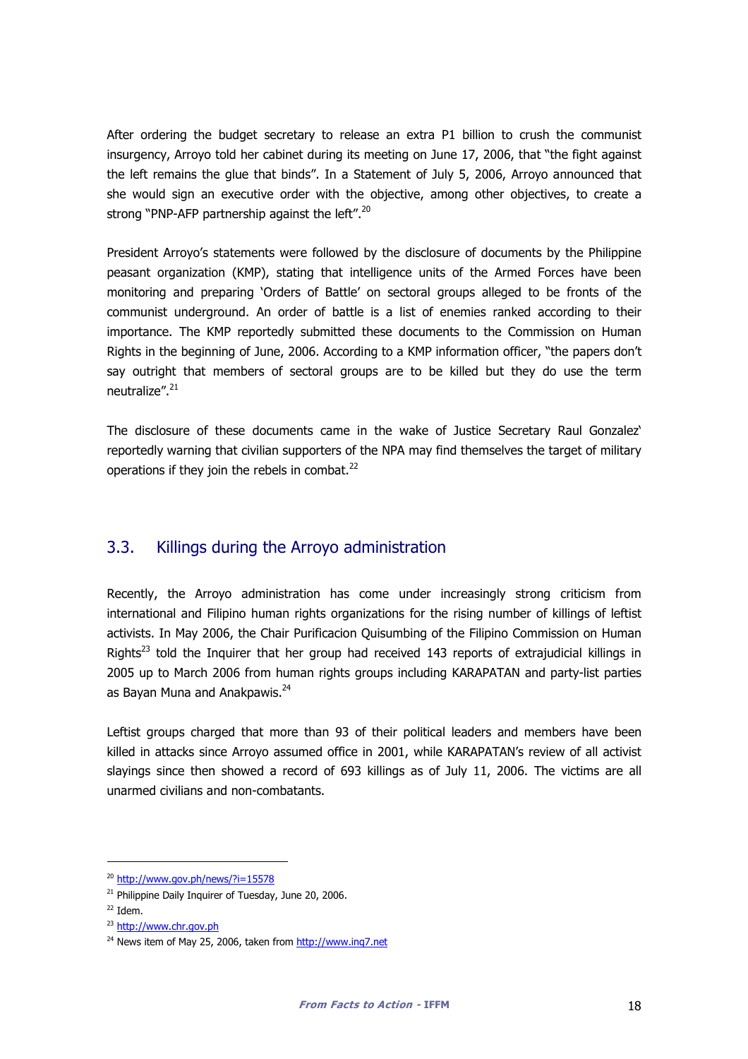After ordering the budget secretary to release an extra P1 billion to crush the communist insurgency, Arroyo told her cabinet during its meeting on June 17, 2006, that "the fight against the left remains the glue that binds". In a Statement of July 5, 2006, Arroyo announced that she would sign an executive order with the objective, among other objectives, to create a strong "PNP-AFP partnership against the left".[20]

President Arroyo's statements were followed by the disclosure of documents by the Philippine peasant organization (KMP), stating that intelligence units of the Armed Forces have been monitoring and preparing 'Orders of Battle' on sectoral groups alleged to be fronts of the communist underground. An order of battle is a list of enemies ranked according to their importance. The KMP reportedly submitted these documents to the Commission on Human Rights in the beginning of June, 2006. According to a KMP information officer, "the papers don't say outright that members of sectoral groups are to be killed but they do use the term neutralize".[21]

The disclosure of these documents came in the wake of Justice Secretary Raul Gonzalez' reportedly warning that civilian supporters of the NPA may find themselves the target of military operations if they join the rebels in combat.[22]

## 3.3. Killings during the Arroyo administration

Recently, the Arroyo administration has come under increasingly strong criticism from international and Filipino human rights organizations for the rising number of killings of leftist activists. In May 2006, the Chair Purificacion Quisumbing of the Filipino Commission on Human Rights[23] told the Inquirer that her group had received 143 reports of extrajudicial killings in 2005 up to March 2006 from human rights groups including KARAPATAN and party-list parties as Bayan Muna and Anakpawis.[24]

Leftist groups charged that more than 93 of their political leaders and members have been killed in attacks since Arroyo assumed office in 2001, while KARAPATAN's review of all activist slayings since then showed a record of 693 killings as of July 11, 2006. The victims are all unarmed civilians and non-combatants.

---

[20] http://www.gov.ph/news/?i=15578

[21] Philippine Daily Inquirer of Tuesday, June 20, 2006.

[22] Idem.

[23] http://www.chr.gov.ph

[24] News item of May 25, 2006, taken from http://www.inq7.net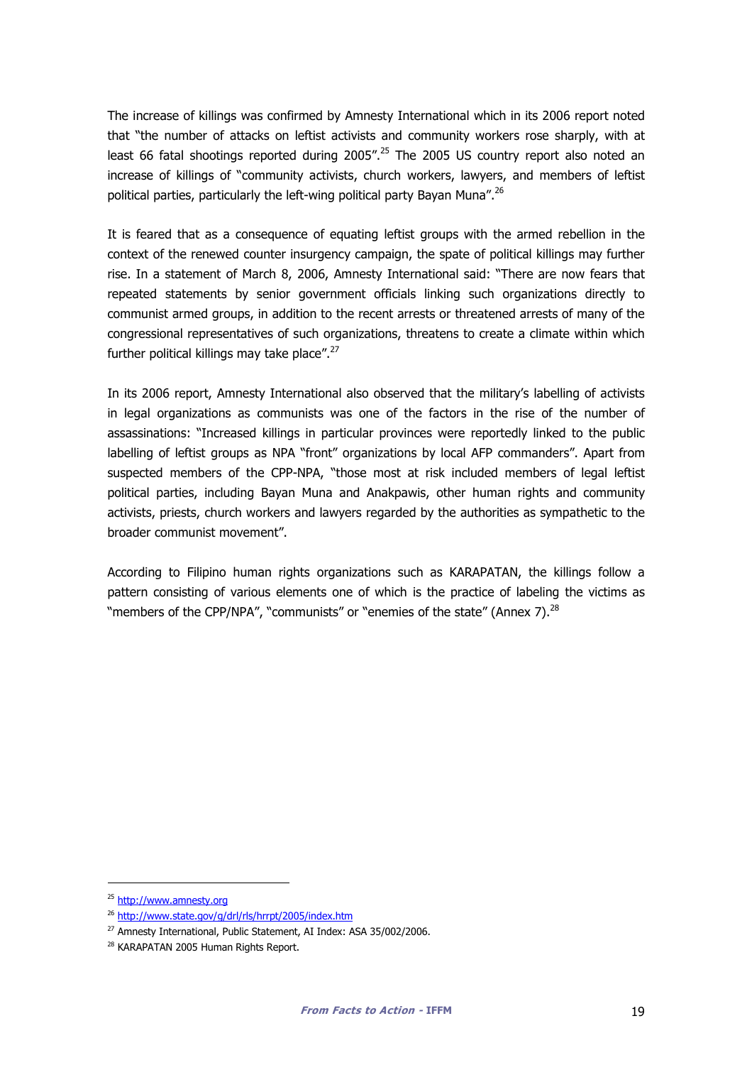The increase of killings was confirmed by Amnesty International which in its 2006 report noted that "the number of attacks on leftist activists and community workers rose sharply, with at least 66 fatal shootings reported during 2005".[25] The 2005 US country report also noted an increase of killings of "community activists, church workers, lawyers, and members of leftist political parties, particularly the left-wing political party Bayan Muna".[26]

It is feared that as a consequence of equating leftist groups with the armed rebellion in the context of the renewed counter insurgency campaign, the spate of political killings may further rise. In a statement of March 8, 2006, Amnesty International said: "There are now fears that repeated statements by senior government officials linking such organizations directly to communist armed groups, in addition to the recent arrests or threatened arrests of many of the congressional representatives of such organizations, threatens to create a climate within which further political killings may take place".[27]

In its 2006 report, Amnesty International also observed that the military's labelling of activists in legal organizations as communists was one of the factors in the rise of the number of assassinations: "Increased killings in particular provinces were reportedly linked to the public labelling of leftist groups as NPA "front" organizations by local AFP commanders". Apart from suspected members of the CPP-NPA, "those most at risk included members of legal leftist political parties, including Bayan Muna and Anakpawis, other human rights and community activists, priests, church workers and lawyers regarded by the authorities as sympathetic to the broader communist movement".

According to Filipino human rights organizations such as KARAPATAN, the killings follow a pattern consisting of various elements one of which is the practice of labeling the victims as "members of the CPP/NPA", "communists" or "enemies of the state" (Annex 7).[28]

---

[25] http://www.amnesty.org

[26] http://www.state.gov/g/drl/rls/hrrpt/2005/index.htm

[27] Amnesty International, Public Statement, AI Index: ASA 35/002/2006.

[28] KARAPATAN 2005 Human Rights Report.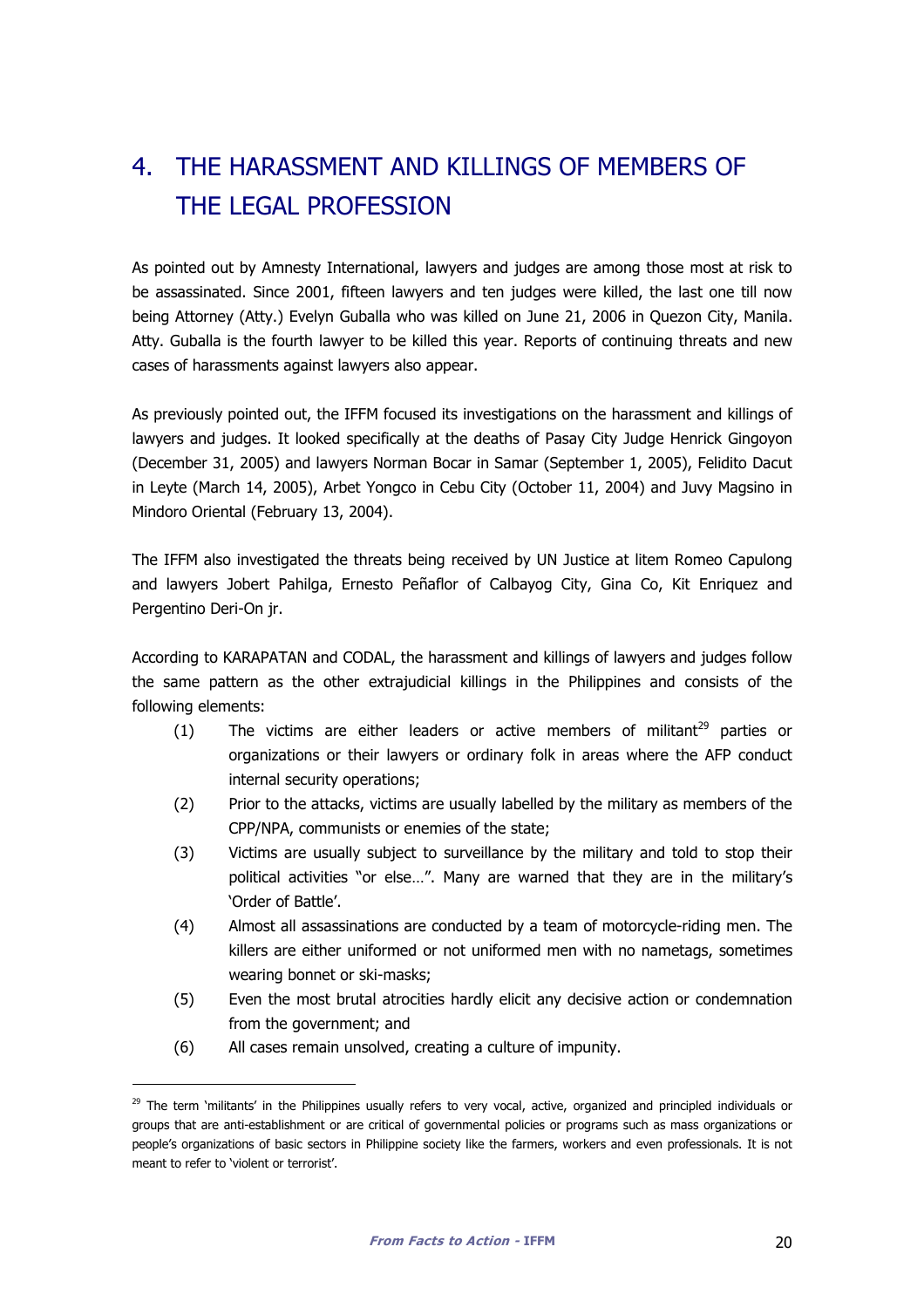# 4. THE HARASSMENT AND KILLINGS OF MEMBERS OF THE LEGAL PROFESSION

As pointed out by Amnesty International, lawyers and judges are among those most at risk to be assassinated. Since 2001, fifteen lawyers and ten judges were killed, the last one till now being Attorney (Atty.) Evelyn Guballa who was killed on June 21, 2006 in Quezon City, Manila. Atty. Guballa is the fourth lawyer to be killed this year. Reports of continuing threats and new cases of harassments against lawyers also appear.

As previously pointed out, the IFFM focused its investigations on the harassment and killings of lawyers and judges. It looked specifically at the deaths of Pasay City Judge Henrick Gingoyon (December 31, 2005) and lawyers Norman Bocar in Samar (September 1, 2005), Felidito Dacut in Leyte (March 14, 2005), Arbet Yongco in Cebu City (October 11, 2004) and Juvy Magsino in Mindoro Oriental (February 13, 2004).

The IFFM also investigated the threats being received by UN Justice at litem Romeo Capulong and lawyers Jobert Pahilga, Ernesto Peñaflor of Calbayog City, Gina Co, Kit Enriquez and Pergentino Deri-On jr.

According to KARAPATAN and CODAL, the harassment and killings of lawyers and judges follow the same pattern as the other extrajudicial killings in the Philippines and consists of the following elements:

(1) The victims are either leaders or active members of militant[29] parties or organizations or their lawyers or ordinary folk in areas where the AFP conduct internal security operations;

(2) Prior to the attacks, victims are usually labelled by the military as members of the CPP/NPA, communists or enemies of the state;

(3) Victims are usually subject to surveillance by the military and told to stop their political activities "or else…". Many are warned that they are in the military's 'Order of Battle'.

(4) Almost all assassinations are conducted by a team of motorcycle-riding men. The killers are either uniformed or not uniformed men with no nametags, sometimes wearing bonnet or ski-masks;

(5) Even the most brutal atrocities hardly elicit any decisive action or condemnation from the government; and

(6) All cases remain unsolved, creating a culture of impunity.

---

[29] The term 'militants' in the Philippines usually refers to very vocal, active, organized and principled individuals or groups that are anti-establishment or are critical of governmental policies or programs such as mass organizations or people's organizations of basic sectors in Philippine society like the farmers, workers and even professionals. It is not meant to refer to 'violent or terrorist'.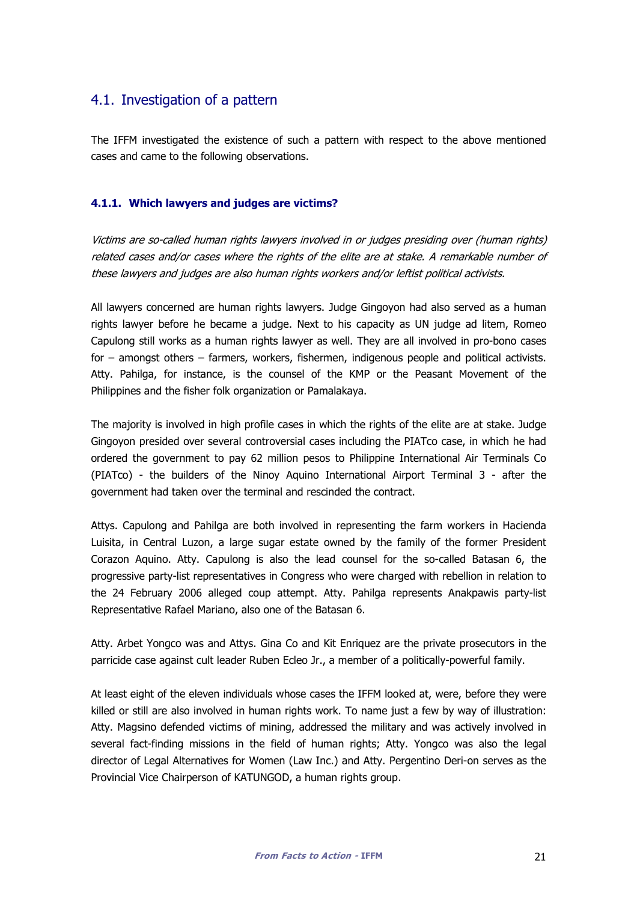## 4.1. Investigation of a pattern

The IFFM investigated the existence of such a pattern with respect to the above mentioned cases and came to the following observations.

### 4.1.1. Which lawyers and judges are victims?

*Victims are so-called human rights lawyers involved in or judges presiding over (human rights) related cases and/or cases where the rights of the elite are at stake. A remarkable number of these lawyers and judges are also human rights workers and/or leftist political activists.*

All lawyers concerned are human rights lawyers. Judge Gingoyon had also served as a human rights lawyer before he became a judge. Next to his capacity as UN judge ad litem, Romeo Capulong still works as a human rights lawyer as well. They are all involved in pro-bono cases for – amongst others – farmers, workers, fishermen, indigenous people and political activists. Atty. Pahilga, for instance, is the counsel of the KMP or the Peasant Movement of the Philippines and the fisher folk organization or Pamalakaya.

The majority is involved in high profile cases in which the rights of the elite are at stake. Judge Gingoyon presided over several controversial cases including the PIATco case, in which he had ordered the government to pay 62 million pesos to Philippine International Air Terminals Co (PIATco) - the builders of the Ninoy Aquino International Airport Terminal 3 - after the government had taken over the terminal and rescinded the contract.

Attys. Capulong and Pahilga are both involved in representing the farm workers in Hacienda Luisita, in Central Luzon, a large sugar estate owned by the family of the former President Corazon Aquino. Atty. Capulong is also the lead counsel for the so-called Batasan 6, the progressive party-list representatives in Congress who were charged with rebellion in relation to the 24 February 2006 alleged coup attempt. Atty. Pahilga represents Anakpawis party-list Representative Rafael Mariano, also one of the Batasan 6.

Atty. Arbet Yongco was and Attys. Gina Co and Kit Enriquez are the private prosecutors in the parricide case against cult leader Ruben Ecleo Jr., a member of a politically-powerful family.

At least eight of the eleven individuals whose cases the IFFM looked at, were, before they were killed or still are also involved in human rights work. To name just a few by way of illustration: Atty. Magsino defended victims of mining, addressed the military and was actively involved in several fact-finding missions in the field of human rights; Atty. Yongco was also the legal director of Legal Alternatives for Women (Law Inc.) and Atty. Pergentino Deri-on serves as the Provincial Vice Chairperson of KATUNGOD, a human rights group.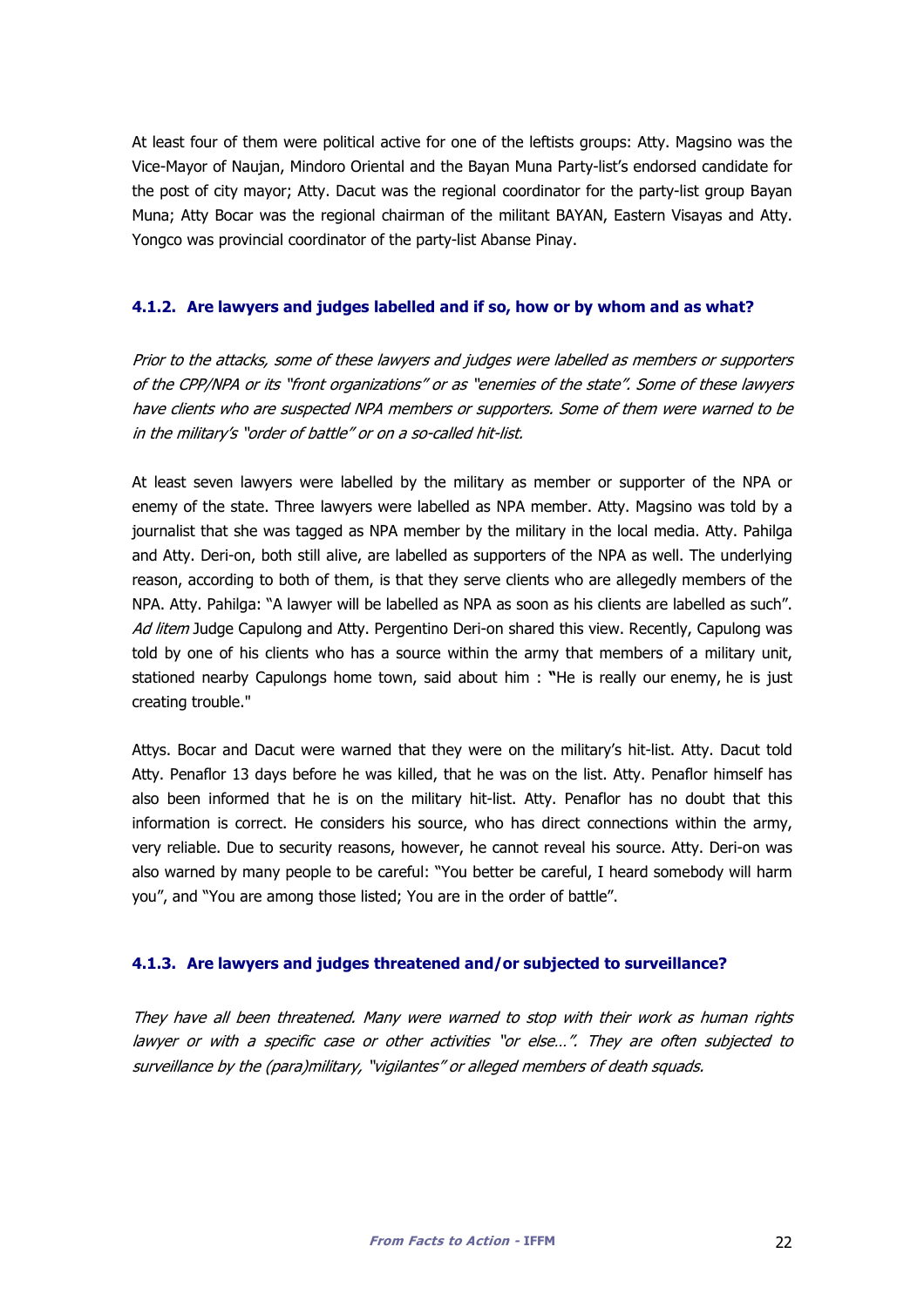At least four of them were political active for one of the leftists groups: Atty. Magsino was the Vice-Mayor of Naujan, Mindoro Oriental and the Bayan Muna Party-list's endorsed candidate for the post of city mayor; Atty. Dacut was the regional coordinator for the party-list group Bayan Muna; Atty Bocar was the regional chairman of the militant BAYAN, Eastern Visayas and Atty. Yongco was provincial coordinator of the party-list Abanse Pinay.

#### 4.1.2. Are lawyers and judges labelled and if so, how or by whom and as what?

*Prior to the attacks, some of these lawyers and judges were labelled as members or supporters of the CPP/NPA or its "front organizations" or as "enemies of the state". Some of these lawyers have clients who are suspected NPA members or supporters. Some of them were warned to be in the military's "order of battle" or on a so-called hit-list.*

At least seven lawyers were labelled by the military as member or supporter of the NPA or enemy of the state. Three lawyers were labelled as NPA member. Atty. Magsino was told by a journalist that she was tagged as NPA member by the military in the local media. Atty. Pahilga and Atty. Deri-on, both still alive, are labelled as supporters of the NPA as well. The underlying reason, according to both of them, is that they serve clients who are allegedly members of the NPA. Atty. Pahilga: "A lawyer will be labelled as NPA as soon as his clients are labelled as such". *Ad litem* Judge Capulong and Atty. Pergentino Deri-on shared this view. Recently, Capulong was told by one of his clients who has a source within the army that members of a military unit, stationed nearby Capulongs home town, said about him : **"**He is really our enemy, he is just creating trouble."

Attys. Bocar and Dacut were warned that they were on the military's hit-list. Atty. Dacut told Atty. Penaflor 13 days before he was killed, that he was on the list. Atty. Penaflor himself has also been informed that he is on the military hit-list. Atty. Penaflor has no doubt that this information is correct. He considers his source, who has direct connections within the army, very reliable. Due to security reasons, however, he cannot reveal his source. Atty. Deri-on was also warned by many people to be careful: "You better be careful, I heard somebody will harm you", and "You are among those listed; You are in the order of battle".

#### 4.1.3. Are lawyers and judges threatened and/or subjected to surveillance?

*They have all been threatened. Many were warned to stop with their work as human rights lawyer or with a specific case or other activities "or else…". They are often subjected to surveillance by the (para)military, "vigilantes" or alleged members of death squads.*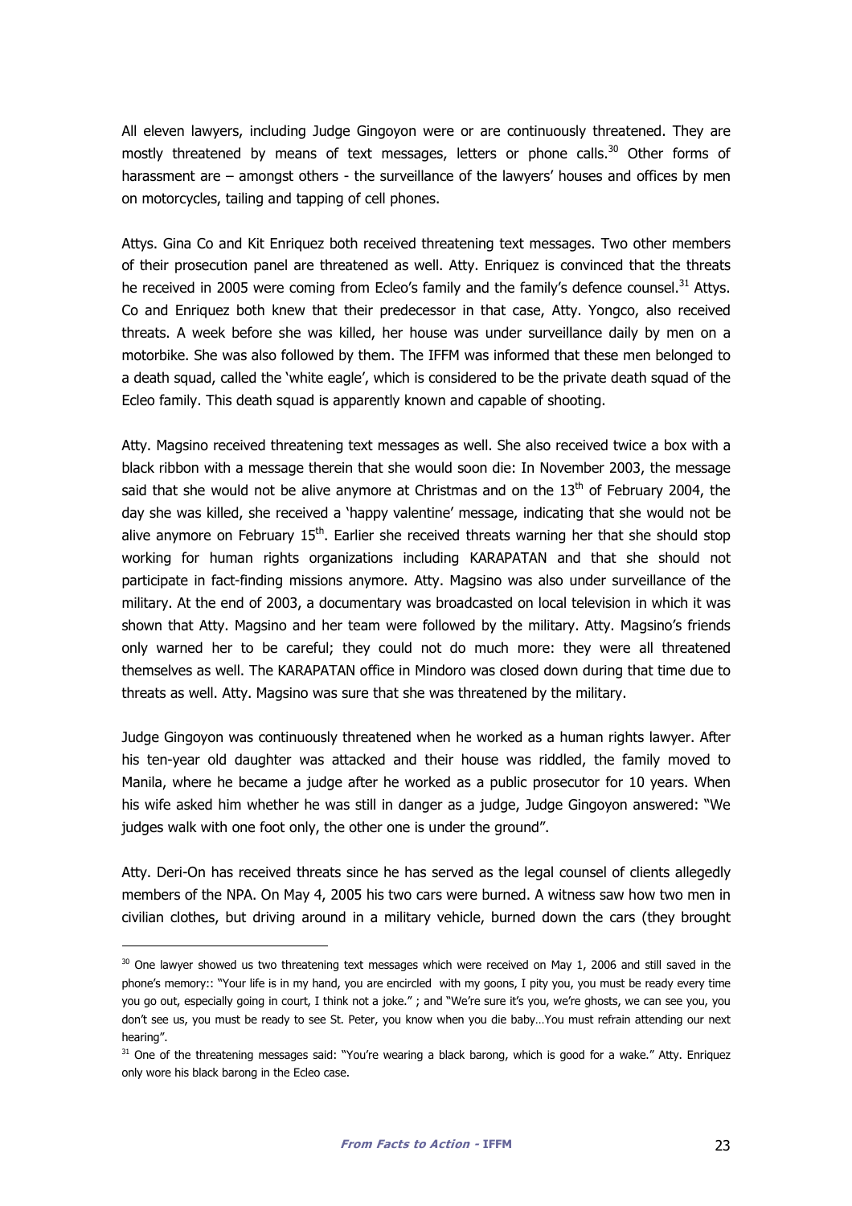All eleven lawyers, including Judge Gingoyon were or are continuously threatened. They are mostly threatened by means of text messages, letters or phone calls.[30] Other forms of harassment are – amongst others - the surveillance of the lawyers' houses and offices by men on motorcycles, tailing and tapping of cell phones.

Attys. Gina Co and Kit Enriquez both received threatening text messages. Two other members of their prosecution panel are threatened as well. Atty. Enriquez is convinced that the threats he received in 2005 were coming from Ecleo's family and the family's defence counsel.[31] Attys. Co and Enriquez both knew that their predecessor in that case, Atty. Yongco, also received threats. A week before she was killed, her house was under surveillance daily by men on a motorbike. She was also followed by them. The IFFM was informed that these men belonged to a death squad, called the 'white eagle', which is considered to be the private death squad of the Ecleo family. This death squad is apparently known and capable of shooting.

Atty. Magsino received threatening text messages as well. She also received twice a box with a black ribbon with a message therein that she would soon die: In November 2003, the message said that she would not be alive anymore at Christmas and on the 13th of February 2004, the day she was killed, she received a 'happy valentine' message, indicating that she would not be alive anymore on February 15th. Earlier she received threats warning her that she should stop working for human rights organizations including KARAPATAN and that she should not participate in fact-finding missions anymore. Atty. Magsino was also under surveillance of the military. At the end of 2003, a documentary was broadcasted on local television in which it was shown that Atty. Magsino and her team were followed by the military. Atty. Magsino's friends only warned her to be careful; they could not do much more: they were all threatened themselves as well. The KARAPATAN office in Mindoro was closed down during that time due to threats as well. Atty. Magsino was sure that she was threatened by the military.

Judge Gingoyon was continuously threatened when he worked as a human rights lawyer. After his ten-year old daughter was attacked and their house was riddled, the family moved to Manila, where he became a judge after he worked as a public prosecutor for 10 years. When his wife asked him whether he was still in danger as a judge, Judge Gingoyon answered: "We judges walk with one foot only, the other one is under the ground".

Atty. Deri-On has received threats since he has served as the legal counsel of clients allegedly members of the NPA. On May 4, 2005 his two cars were burned. A witness saw how two men in civilian clothes, but driving around in a military vehicle, burned down the cars (they brought

---

[30] One lawyer showed us two threatening text messages which were received on May 1, 2006 and still saved in the phone's memory:: "Your life is in my hand, you are encircled with my goons, I pity you, you must be ready every time you go out, especially going in court, I think not a joke." ; and "We're sure it's you, we're ghosts, we can see you, you don't see us, you must be ready to see St. Peter, you know when you die baby…You must refrain attending our next hearing".

[31] One of the threatening messages said: "You're wearing a black barong, which is good for a wake." Atty. Enriquez only wore his black barong in the Ecleo case.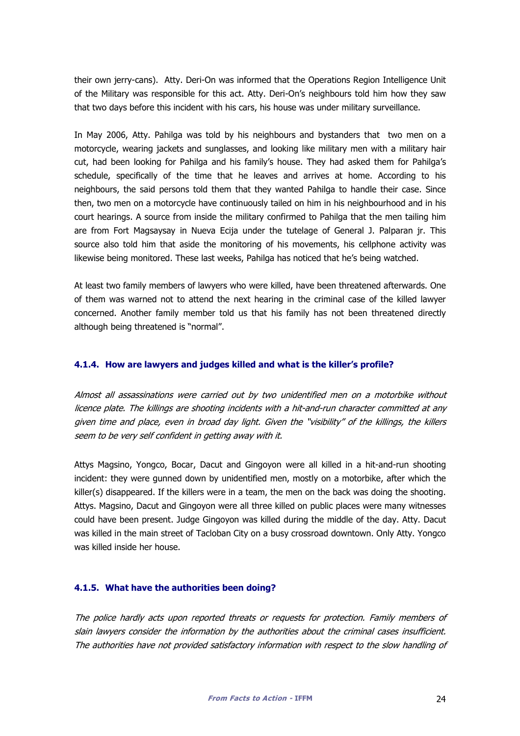their own jerry-cans). Atty. Deri-On was informed that the Operations Region Intelligence Unit of the Military was responsible for this act. Atty. Deri-On's neighbours told him how they saw that two days before this incident with his cars, his house was under military surveillance.

In May 2006, Atty. Pahilga was told by his neighbours and bystanders that two men on a motorcycle, wearing jackets and sunglasses, and looking like military men with a military hair cut, had been looking for Pahilga and his family's house. They had asked them for Pahilga's schedule, specifically of the time that he leaves and arrives at home. According to his neighbours, the said persons told them that they wanted Pahilga to handle their case. Since then, two men on a motorcycle have continuously tailed on him in his neighbourhood and in his court hearings. A source from inside the military confirmed to Pahilga that the men tailing him are from Fort Magsaysay in Nueva Ecija under the tutelage of General J. Palparan jr. This source also told him that aside the monitoring of his movements, his cellphone activity was likewise being monitored. These last weeks, Pahilga has noticed that he's being watched.

At least two family members of lawyers who were killed, have been threatened afterwards. One of them was warned not to attend the next hearing in the criminal case of the killed lawyer concerned. Another family member told us that his family has not been threatened directly although being threatened is "normal".

#### 4.1.4. How are lawyers and judges killed and what is the killer's profile?

*Almost all assassinations were carried out by two unidentified men on a motorbike without licence plate. The killings are shooting incidents with a hit-and-run character committed at any given time and place, even in broad day light. Given the "visibility" of the killings, the killers seem to be very self confident in getting away with it.*

Attys Magsino, Yongco, Bocar, Dacut and Gingoyon were all killed in a hit-and-run shooting incident: they were gunned down by unidentified men, mostly on a motorbike, after which the killer(s) disappeared. If the killers were in a team, the men on the back was doing the shooting. Attys. Magsino, Dacut and Gingoyon were all three killed on public places were many witnesses could have been present. Judge Gingoyon was killed during the middle of the day. Atty. Dacut was killed in the main street of Tacloban City on a busy crossroad downtown. Only Atty. Yongco was killed inside her house.

#### 4.1.5. What have the authorities been doing?

*The police hardly acts upon reported threats or requests for protection. Family members of slain lawyers consider the information by the authorities about the criminal cases insufficient. The authorities have not provided satisfactory information with respect to the slow handling of*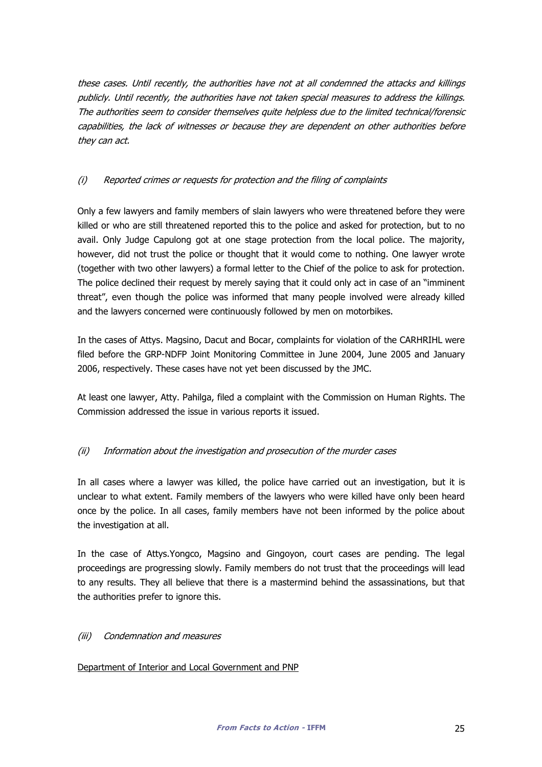*these cases. Until recently, the authorities have not at all condemned the attacks and killings publicly. Until recently, the authorities have not taken special measures to address the killings. The authorities seem to consider themselves quite helpless due to the limited technical/forensic capabilities, the lack of witnesses or because they are dependent on other authorities before they can act.*

### *(i) Reported crimes or requests for protection and the filing of complaints*

Only a few lawyers and family members of slain lawyers who were threatened before they were killed or who are still threatened reported this to the police and asked for protection, but to no avail. Only Judge Capulong got at one stage protection from the local police. The majority, however, did not trust the police or thought that it would come to nothing. One lawyer wrote (together with two other lawyers) a formal letter to the Chief of the police to ask for protection. The police declined their request by merely saying that it could only act in case of an "imminent threat", even though the police was informed that many people involved were already killed and the lawyers concerned were continuously followed by men on motorbikes.

In the cases of Attys. Magsino, Dacut and Bocar, complaints for violation of the CARHRIHL were filed before the GRP-NDFP Joint Monitoring Committee in June 2004, June 2005 and January 2006, respectively. These cases have not yet been discussed by the JMC.

At least one lawyer, Atty. Pahilga, filed a complaint with the Commission on Human Rights. The Commission addressed the issue in various reports it issued.

### *(ii) Information about the investigation and prosecution of the murder cases*

In all cases where a lawyer was killed, the police have carried out an investigation, but it is unclear to what extent. Family members of the lawyers who were killed have only been heard once by the police. In all cases, family members have not been informed by the police about the investigation at all.

In the case of Attys.Yongco, Magsino and Gingoyon, court cases are pending. The legal proceedings are progressing slowly. Family members do not trust that the proceedings will lead to any results. They all believe that there is a mastermind behind the assassinations, but that the authorities prefer to ignore this.

### *(iii) Condemnation and measures*

<u>Department of Interior and Local Government and PNP</u>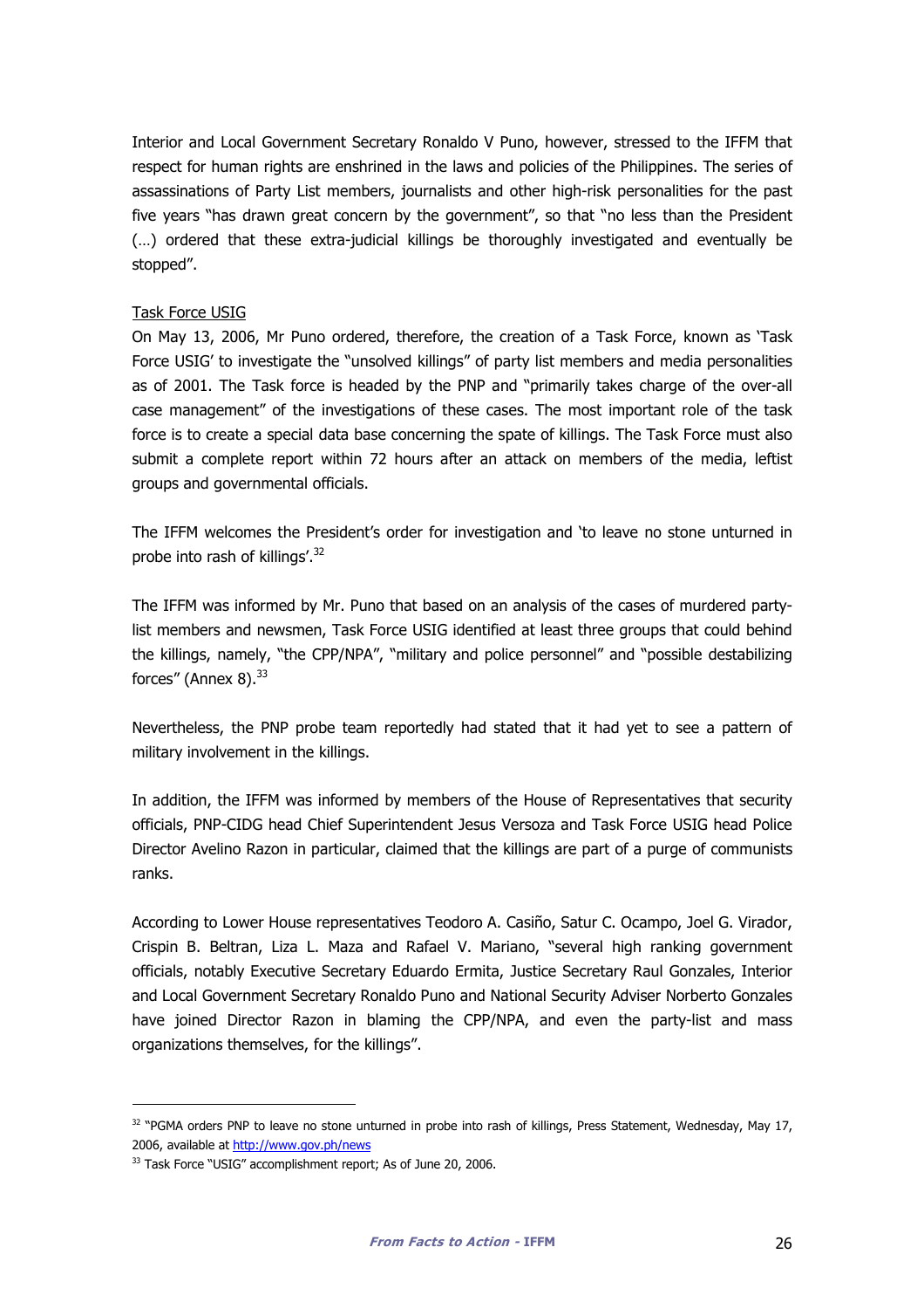Interior and Local Government Secretary Ronaldo V Puno, however, stressed to the IFFM that respect for human rights are enshrined in the laws and policies of the Philippines. The series of assassinations of Party List members, journalists and other high-risk personalities for the past five years "has drawn great concern by the government", so that "no less than the President (…) ordered that these extra-judicial killings be thoroughly investigated and eventually be stopped".

Task Force USIG

On May 13, 2006, Mr Puno ordered, therefore, the creation of a Task Force, known as 'Task Force USIG' to investigate the "unsolved killings" of party list members and media personalities as of 2001. The Task force is headed by the PNP and "primarily takes charge of the over-all case management" of the investigations of these cases. The most important role of the task force is to create a special data base concerning the spate of killings. The Task Force must also submit a complete report within 72 hours after an attack on members of the media, leftist groups and governmental officials.

The IFFM welcomes the President's order for investigation and 'to leave no stone unturned in probe into rash of killings'.[32]

The IFFM was informed by Mr. Puno that based on an analysis of the cases of murdered party-list members and newsmen, Task Force USIG identified at least three groups that could behind the killings, namely, "the CPP/NPA", "military and police personnel" and "possible destabilizing forces" (Annex 8).[33]

Nevertheless, the PNP probe team reportedly had stated that it had yet to see a pattern of military involvement in the killings.

In addition, the IFFM was informed by members of the House of Representatives that security officials, PNP-CIDG head Chief Superintendent Jesus Versoza and Task Force USIG head Police Director Avelino Razon in particular, claimed that the killings are part of a purge of communists ranks.

According to Lower House representatives Teodoro A. Casiño, Satur C. Ocampo, Joel G. Virador, Crispin B. Beltran, Liza L. Maza and Rafael V. Mariano, "several high ranking government officials, notably Executive Secretary Eduardo Ermita, Justice Secretary Raul Gonzales, Interior and Local Government Secretary Ronaldo Puno and National Security Adviser Norberto Gonzales have joined Director Razon in blaming the CPP/NPA, and even the party-list and mass organizations themselves, for the killings".

---

[32] "PGMA orders PNP to leave no stone unturned in probe into rash of killings, Press Statement, Wednesday, May 17, 2006, available at http://www.gov.ph/news

[33] Task Force "USIG" accomplishment report; As of June 20, 2006.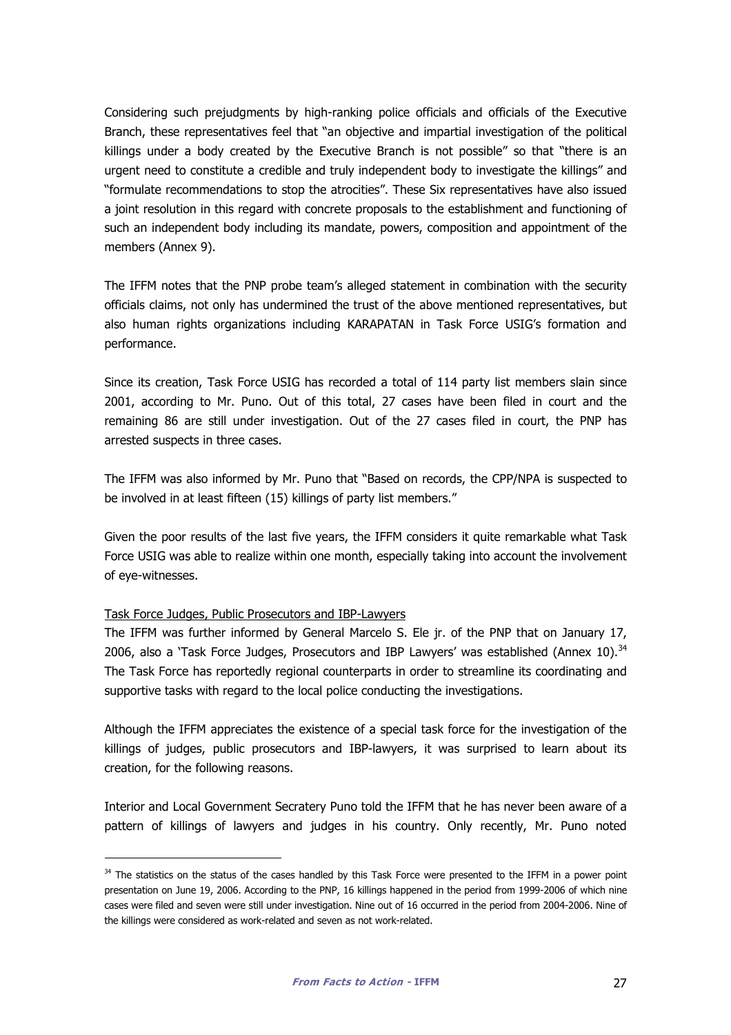Considering such prejudgments by high-ranking police officials and officials of the Executive Branch, these representatives feel that "an objective and impartial investigation of the political killings under a body created by the Executive Branch is not possible" so that "there is an urgent need to constitute a credible and truly independent body to investigate the killings" and "formulate recommendations to stop the atrocities". These Six representatives have also issued a joint resolution in this regard with concrete proposals to the establishment and functioning of such an independent body including its mandate, powers, composition and appointment of the members (Annex 9).

The IFFM notes that the PNP probe team's alleged statement in combination with the security officials claims, not only has undermined the trust of the above mentioned representatives, but also human rights organizations including KARAPATAN in Task Force USIG's formation and performance.

Since its creation, Task Force USIG has recorded a total of 114 party list members slain since 2001, according to Mr. Puno. Out of this total, 27 cases have been filed in court and the remaining 86 are still under investigation. Out of the 27 cases filed in court, the PNP has arrested suspects in three cases.

The IFFM was also informed by Mr. Puno that "Based on records, the CPP/NPA is suspected to be involved in at least fifteen (15) killings of party list members."

Given the poor results of the last five years, the IFFM considers it quite remarkable what Task Force USIG was able to realize within one month, especially taking into account the involvement of eye-witnesses.

<u>Task Force Judges, Public Prosecutors and IBP-Lawyers</u>

The IFFM was further informed by General Marcelo S. Ele jr. of the PNP that on January 17, 2006, also a 'Task Force Judges, Prosecutors and IBP Lawyers' was established (Annex 10).[34] The Task Force has reportedly regional counterparts in order to streamline its coordinating and supportive tasks with regard to the local police conducting the investigations.

Although the IFFM appreciates the existence of a special task force for the investigation of the killings of judges, public prosecutors and IBP-lawyers, it was surprised to learn about its creation, for the following reasons.

Interior and Local Government Secretary Puno told the IFFM that he has never been aware of a pattern of killings of lawyers and judges in his country. Only recently, Mr. Puno noted

---

[34] The statistics on the status of the cases handled by this Task Force were presented to the IFFM in a power point presentation on June 19, 2006. According to the PNP, 16 killings happened in the period from 1999-2006 of which nine cases were filed and seven were still under investigation. Nine out of 16 occurred in the period from 2004-2006. Nine of the killings were considered as work-related and seven as not work-related.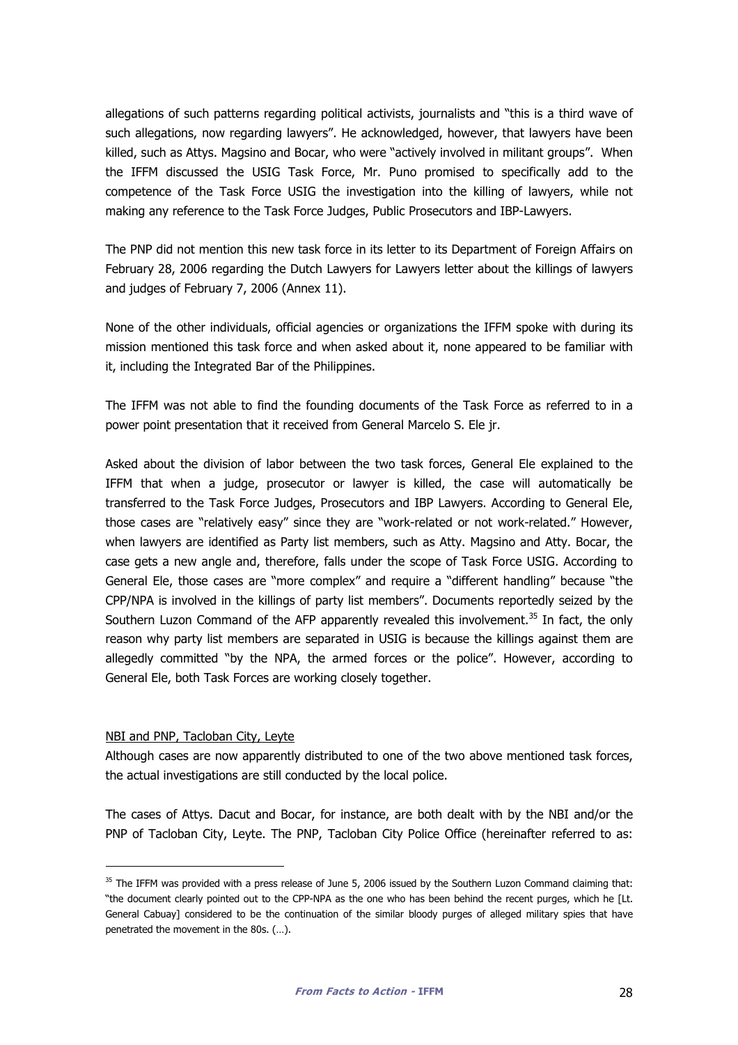allegations of such patterns regarding political activists, journalists and "this is a third wave of such allegations, now regarding lawyers". He acknowledged, however, that lawyers have been killed, such as Attys. Magsino and Bocar, who were "actively involved in militant groups". When the IFFM discussed the USIG Task Force, Mr. Puno promised to specifically add to the competence of the Task Force USIG the investigation into the killing of lawyers, while not making any reference to the Task Force Judges, Public Prosecutors and IBP-Lawyers.

The PNP did not mention this new task force in its letter to its Department of Foreign Affairs on February 28, 2006 regarding the Dutch Lawyers for Lawyers letter about the killings of lawyers and judges of February 7, 2006 (Annex 11).

None of the other individuals, official agencies or organizations the IFFM spoke with during its mission mentioned this task force and when asked about it, none appeared to be familiar with it, including the Integrated Bar of the Philippines.

The IFFM was not able to find the founding documents of the Task Force as referred to in a power point presentation that it received from General Marcelo S. Ele jr.

Asked about the division of labor between the two task forces, General Ele explained to the IFFM that when a judge, prosecutor or lawyer is killed, the case will automatically be transferred to the Task Force Judges, Prosecutors and IBP Lawyers. According to General Ele, those cases are "relatively easy" since they are "work-related or not work-related." However, when lawyers are identified as Party list members, such as Atty. Magsino and Atty. Bocar, the case gets a new angle and, therefore, falls under the scope of Task Force USIG. According to General Ele, those cases are "more complex" and require a "different handling" because "the CPP/NPA is involved in the killings of party list members". Documents reportedly seized by the Southern Luzon Command of the AFP apparently revealed this involvement.[35] In fact, the only reason why party list members are separated in USIG is because the killings against them are allegedly committed "by the NPA, the armed forces or the police". However, according to General Ele, both Task Forces are working closely together.

NBI and PNP, Tacloban City, Leyte

Although cases are now apparently distributed to one of the two above mentioned task forces, the actual investigations are still conducted by the local police.

The cases of Attys. Dacut and Bocar, for instance, are both dealt with by the NBI and/or the PNP of Tacloban City, Leyte. The PNP, Tacloban City Police Office (hereinafter referred to as:

---

[35] The IFFM was provided with a press release of June 5, 2006 issued by the Southern Luzon Command claiming that: "the document clearly pointed out to the CPP-NPA as the one who has been behind the recent purges, which he [Lt. General Cabuay] considered to be the continuation of the similar bloody purges of alleged military spies that have penetrated the movement in the 80s. (…).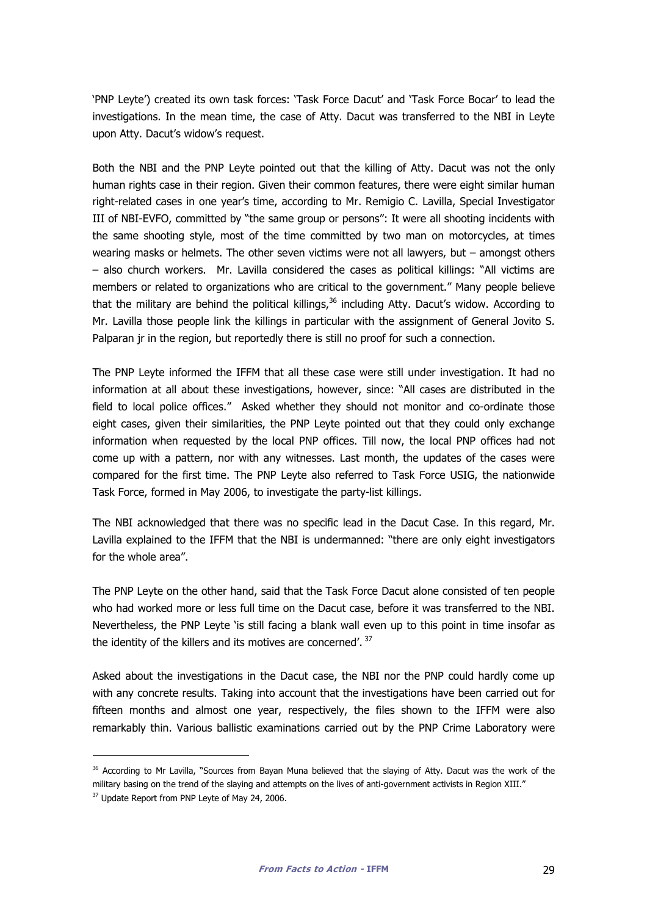'PNP Leyte') created its own task forces: 'Task Force Dacut' and 'Task Force Bocar' to lead the investigations. In the mean time, the case of Atty. Dacut was transferred to the NBI in Leyte upon Atty. Dacut's widow's request.

Both the NBI and the PNP Leyte pointed out that the killing of Atty. Dacut was not the only human rights case in their region. Given their common features, there were eight similar human right-related cases in one year's time, according to Mr. Remigio C. Lavilla, Special Investigator III of NBI-EVFO, committed by "the same group or persons": It were all shooting incidents with the same shooting style, most of the time committed by two man on motorcycles, at times wearing masks or helmets. The other seven victims were not all lawyers, but – amongst others – also church workers. Mr. Lavilla considered the cases as political killings: "All victims are members or related to organizations who are critical to the government." Many people believe that the military are behind the political killings,[36] including Atty. Dacut's widow. According to Mr. Lavilla those people link the killings in particular with the assignment of General Jovito S. Palparan jr in the region, but reportedly there is still no proof for such a connection.

The PNP Leyte informed the IFFM that all these case were still under investigation. It had no information at all about these investigations, however, since: "All cases are distributed in the field to local police offices." Asked whether they should not monitor and co-ordinate those eight cases, given their similarities, the PNP Leyte pointed out that they could only exchange information when requested by the local PNP offices. Till now, the local PNP offices had not come up with a pattern, nor with any witnesses. Last month, the updates of the cases were compared for the first time. The PNP Leyte also referred to Task Force USIG, the nationwide Task Force, formed in May 2006, to investigate the party-list killings.

The NBI acknowledged that there was no specific lead in the Dacut Case. In this regard, Mr. Lavilla explained to the IFFM that the NBI is undermanned: "there are only eight investigators for the whole area".

The PNP Leyte on the other hand, said that the Task Force Dacut alone consisted of ten people who had worked more or less full time on the Dacut case, before it was transferred to the NBI. Nevertheless, the PNP Leyte 'is still facing a blank wall even up to this point in time insofar as the identity of the killers and its motives are concerned'.[37]

Asked about the investigations in the Dacut case, the NBI nor the PNP could hardly come up with any concrete results. Taking into account that the investigations have been carried out for fifteen months and almost one year, respectively, the files shown to the IFFM were also remarkably thin. Various ballistic examinations carried out by the PNP Crime Laboratory were

---

[36] According to Mr Lavilla, "Sources from Bayan Muna believed that the slaying of Atty. Dacut was the work of the military basing on the trend of the slaying and attempts on the lives of anti-government activists in Region XIII."

[37] Update Report from PNP Leyte of May 24, 2006.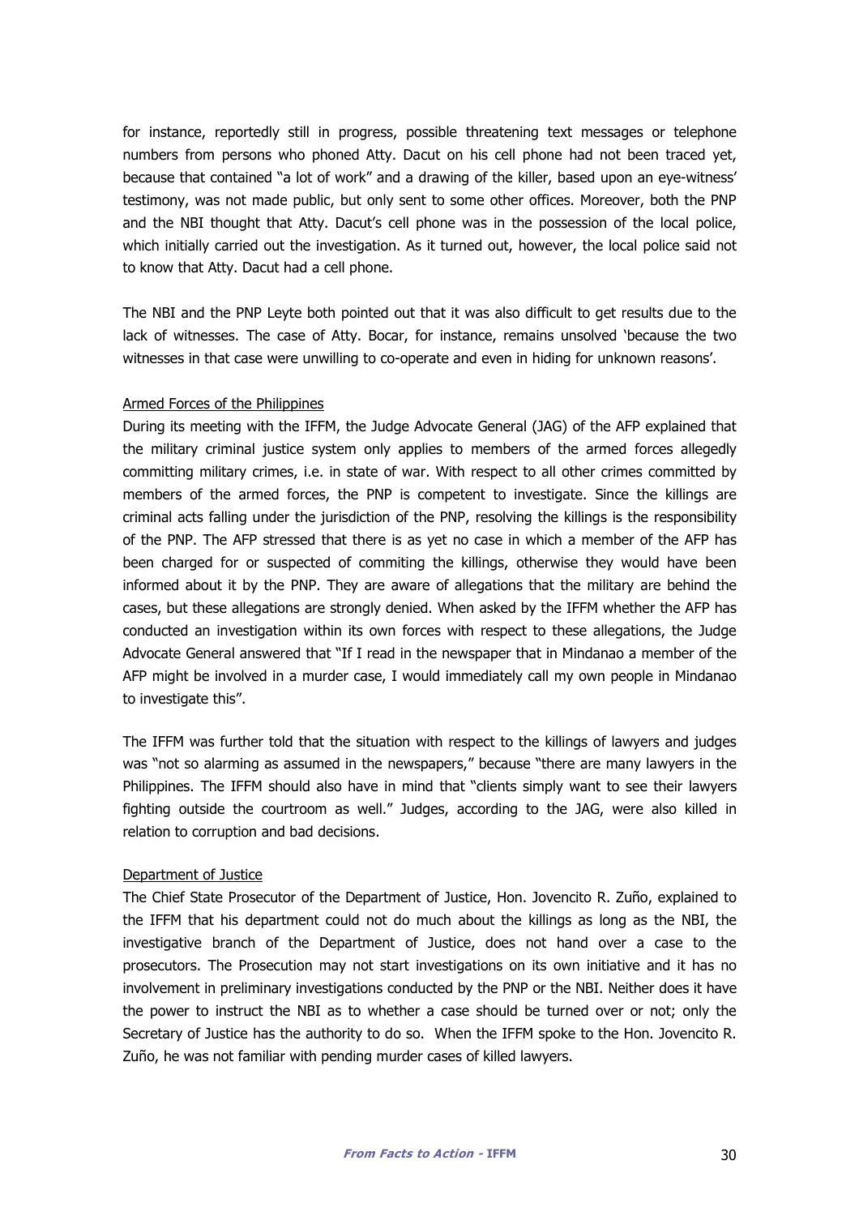for instance, reportedly still in progress, possible threatening text messages or telephone numbers from persons who phoned Atty. Dacut on his cell phone had not been traced yet, because that contained "a lot of work" and a drawing of the killer, based upon an eye-witness' testimony, was not made public, but only sent to some other offices. Moreover, both the PNP and the NBI thought that Atty. Dacut's cell phone was in the possession of the local police, which initially carried out the investigation. As it turned out, however, the local police said not to know that Atty. Dacut had a cell phone.

The NBI and the PNP Leyte both pointed out that it was also difficult to get results due to the lack of witnesses. The case of Atty. Bocar, for instance, remains unsolved 'because the two witnesses in that case were unwilling to co-operate and even in hiding for unknown reasons'.

Armed Forces of the Philippines

During its meeting with the IFFM, the Judge Advocate General (JAG) of the AFP explained that the military criminal justice system only applies to members of the armed forces allegedly committing military crimes, i.e. in state of war. With respect to all other crimes committed by members of the armed forces, the PNP is competent to investigate. Since the killings are criminal acts falling under the jurisdiction of the PNP, resolving the killings is the responsibility of the PNP. The AFP stressed that there is as yet no case in which a member of the AFP has been charged for or suspected of commiting the killings, otherwise they would have been informed about it by the PNP. They are aware of allegations that the military are behind the cases, but these allegations are strongly denied. When asked by the IFFM whether the AFP has conducted an investigation within its own forces with respect to these allegations, the Judge Advocate General answered that "If I read in the newspaper that in Mindanao a member of the AFP might be involved in a murder case, I would immediately call my own people in Mindanao to investigate this".

The IFFM was further told that the situation with respect to the killings of lawyers and judges was "not so alarming as assumed in the newspapers," because "there are many lawyers in the Philippines. The IFFM should also have in mind that "clients simply want to see their lawyers fighting outside the courtroom as well." Judges, according to the JAG, were also killed in relation to corruption and bad decisions.

Department of Justice

The Chief State Prosecutor of the Department of Justice, Hon. Jovencito R. Zuño, explained to the IFFM that his department could not do much about the killings as long as the NBI, the investigative branch of the Department of Justice, does not hand over a case to the prosecutors. The Prosecution may not start investigations on its own initiative and it has no involvement in preliminary investigations conducted by the PNP or the NBI. Neither does it have the power to instruct the NBI as to whether a case should be turned over or not; only the Secretary of Justice has the authority to do so. When the IFFM spoke to the Hon. Jovencito R. Zuño, he was not familiar with pending murder cases of killed lawyers.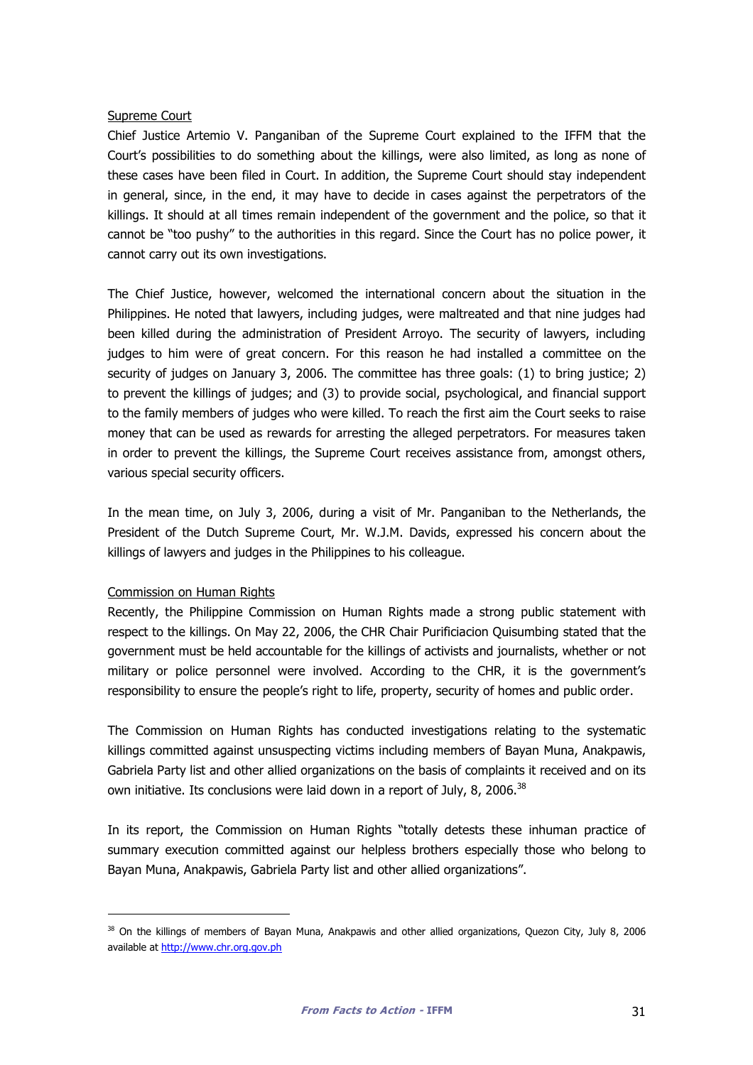Supreme Court

Chief Justice Artemio V. Panganiban of the Supreme Court explained to the IFFM that the Court's possibilities to do something about the killings, were also limited, as long as none of these cases have been filed in Court. In addition, the Supreme Court should stay independent in general, since, in the end, it may have to decide in cases against the perpetrators of the killings. It should at all times remain independent of the government and the police, so that it cannot be "too pushy" to the authorities in this regard. Since the Court has no police power, it cannot carry out its own investigations.

The Chief Justice, however, welcomed the international concern about the situation in the Philippines. He noted that lawyers, including judges, were maltreated and that nine judges had been killed during the administration of President Arroyo. The security of lawyers, including judges to him were of great concern. For this reason he had installed a committee on the security of judges on January 3, 2006. The committee has three goals: (1) to bring justice; 2) to prevent the killings of judges; and (3) to provide social, psychological, and financial support to the family members of judges who were killed. To reach the first aim the Court seeks to raise money that can be used as rewards for arresting the alleged perpetrators. For measures taken in order to prevent the killings, the Supreme Court receives assistance from, amongst others, various special security officers.

In the mean time, on July 3, 2006, during a visit of Mr. Panganiban to the Netherlands, the President of the Dutch Supreme Court, Mr. W.J.M. Davids, expressed his concern about the killings of lawyers and judges in the Philippines to his colleague.

Commission on Human Rights

Recently, the Philippine Commission on Human Rights made a strong public statement with respect to the killings. On May 22, 2006, the CHR Chair Purificiacion Quisumbing stated that the government must be held accountable for the killings of activists and journalists, whether or not military or police personnel were involved. According to the CHR, it is the government's responsibility to ensure the people's right to life, property, security of homes and public order.

The Commission on Human Rights has conducted investigations relating to the systematic killings committed against unsuspecting victims including members of Bayan Muna, Anakpawis, Gabriela Party list and other allied organizations on the basis of complaints it received and on its own initiative. Its conclusions were laid down in a report of July, 8, 2006.[38]

In its report, the Commission on Human Rights "totally detests these inhuman practice of summary execution committed against our helpless brothers especially those who belong to Bayan Muna, Anakpawis, Gabriela Party list and other allied organizations".

---

[38] On the killings of members of Bayan Muna, Anakpawis and other allied organizations, Quezon City, July 8, 2006 available at http://www.chr.org.gov.ph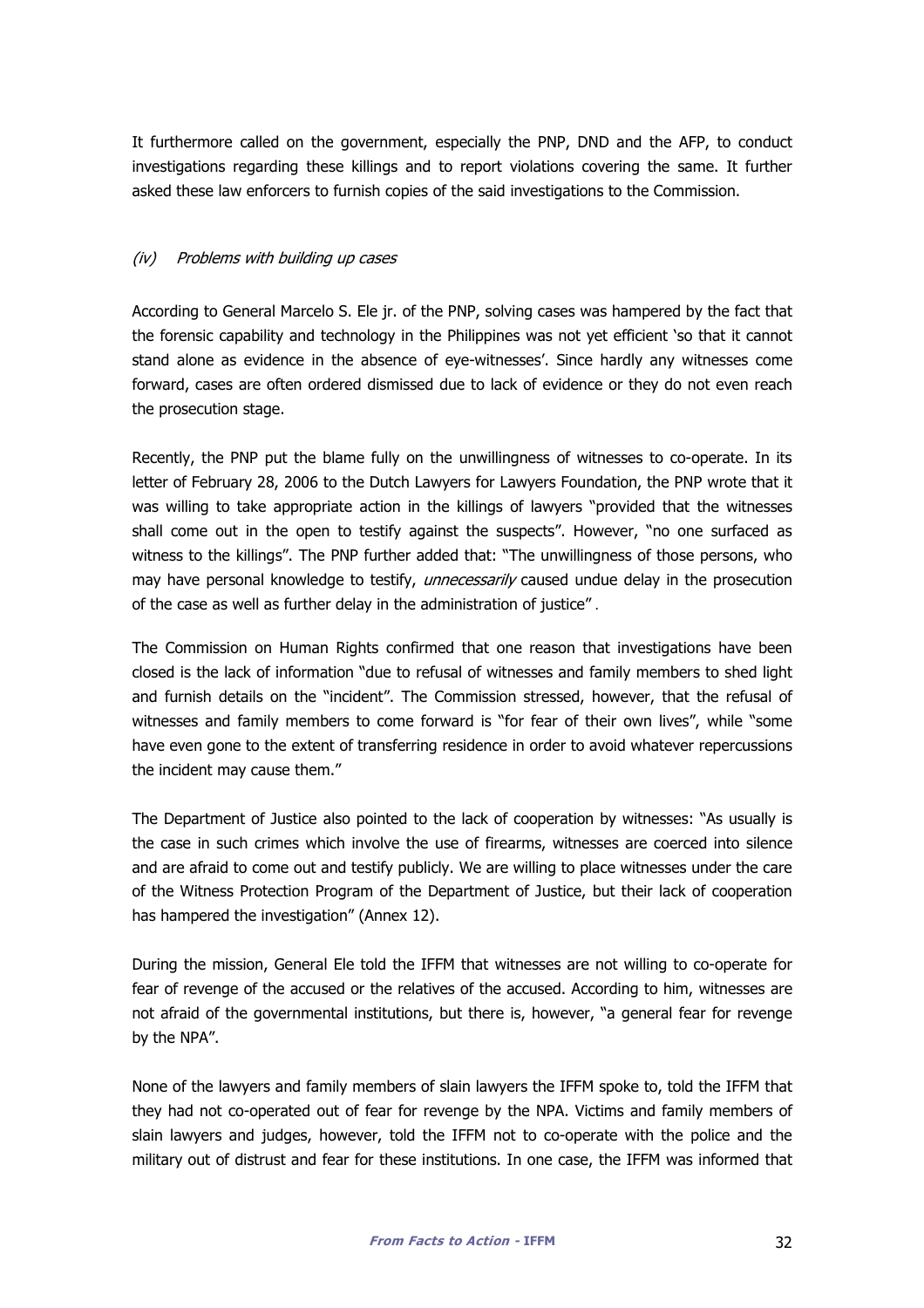It furthermore called on the government, especially the PNP, DND and the AFP, to conduct investigations regarding these killings and to report violations covering the same. It further asked these law enforcers to furnish copies of the said investigations to the Commission.

### *(iv) Problems with building up cases*

According to General Marcelo S. Ele jr. of the PNP, solving cases was hampered by the fact that the forensic capability and technology in the Philippines was not yet efficient 'so that it cannot stand alone as evidence in the absence of eye-witnesses'. Since hardly any witnesses come forward, cases are often ordered dismissed due to lack of evidence or they do not even reach the prosecution stage.

Recently, the PNP put the blame fully on the unwillingness of witnesses to co-operate. In its letter of February 28, 2006 to the Dutch Lawyers for Lawyers Foundation, the PNP wrote that it was willing to take appropriate action in the killings of lawyers "provided that the witnesses shall come out in the open to testify against the suspects". However, "no one surfaced as witness to the killings". The PNP further added that: "The unwillingness of those persons, who may have personal knowledge to testify, *unnecessarily* caused undue delay in the prosecution of the case as well as further delay in the administration of justice".

The Commission on Human Rights confirmed that one reason that investigations have been closed is the lack of information "due to refusal of witnesses and family members to shed light and furnish details on the "incident". The Commission stressed, however, that the refusal of witnesses and family members to come forward is "for fear of their own lives", while "some have even gone to the extent of transferring residence in order to avoid whatever repercussions the incident may cause them."

The Department of Justice also pointed to the lack of cooperation by witnesses: "As usually is the case in such crimes which involve the use of firearms, witnesses are coerced into silence and are afraid to come out and testify publicly. We are willing to place witnesses under the care of the Witness Protection Program of the Department of Justice, but their lack of cooperation has hampered the investigation" (Annex 12).

During the mission, General Ele told the IFFM that witnesses are not willing to co-operate for fear of revenge of the accused or the relatives of the accused. According to him, witnesses are not afraid of the governmental institutions, but there is, however, "a general fear for revenge by the NPA".

None of the lawyers and family members of slain lawyers the IFFM spoke to, told the IFFM that they had not co-operated out of fear for revenge by the NPA. Victims and family members of slain lawyers and judges, however, told the IFFM not to co-operate with the police and the military out of distrust and fear for these institutions. In one case, the IFFM was informed that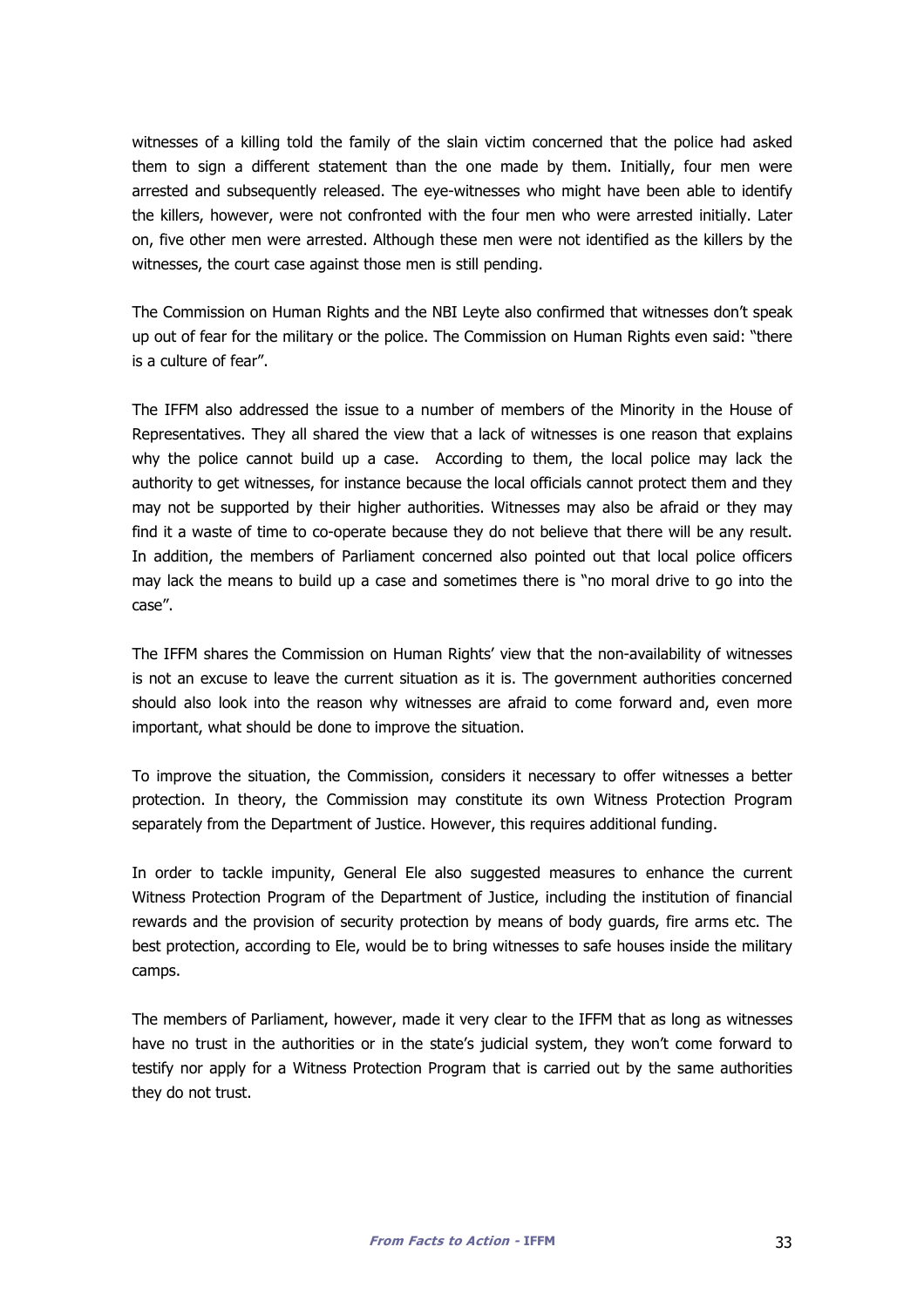witnesses of a killing told the family of the slain victim concerned that the police had asked them to sign a different statement than the one made by them. Initially, four men were arrested and subsequently released. The eye-witnesses who might have been able to identify the killers, however, were not confronted with the four men who were arrested initially. Later on, five other men were arrested. Although these men were not identified as the killers by the witnesses, the court case against those men is still pending.

The Commission on Human Rights and the NBI Leyte also confirmed that witnesses don't speak up out of fear for the military or the police. The Commission on Human Rights even said: "there is a culture of fear".

The IFFM also addressed the issue to a number of members of the Minority in the House of Representatives. They all shared the view that a lack of witnesses is one reason that explains why the police cannot build up a case. According to them, the local police may lack the authority to get witnesses, for instance because the local officials cannot protect them and they may not be supported by their higher authorities. Witnesses may also be afraid or they may find it a waste of time to co-operate because they do not believe that there will be any result. In addition, the members of Parliament concerned also pointed out that local police officers may lack the means to build up a case and sometimes there is "no moral drive to go into the case".

The IFFM shares the Commission on Human Rights' view that the non-availability of witnesses is not an excuse to leave the current situation as it is. The government authorities concerned should also look into the reason why witnesses are afraid to come forward and, even more important, what should be done to improve the situation.

To improve the situation, the Commission, considers it necessary to offer witnesses a better protection. In theory, the Commission may constitute its own Witness Protection Program separately from the Department of Justice. However, this requires additional funding.

In order to tackle impunity, General Ele also suggested measures to enhance the current Witness Protection Program of the Department of Justice, including the institution of financial rewards and the provision of security protection by means of body guards, fire arms etc. The best protection, according to Ele, would be to bring witnesses to safe houses inside the military camps.

The members of Parliament, however, made it very clear to the IFFM that as long as witnesses have no trust in the authorities or in the state's judicial system, they won't come forward to testify nor apply for a Witness Protection Program that is carried out by the same authorities they do not trust.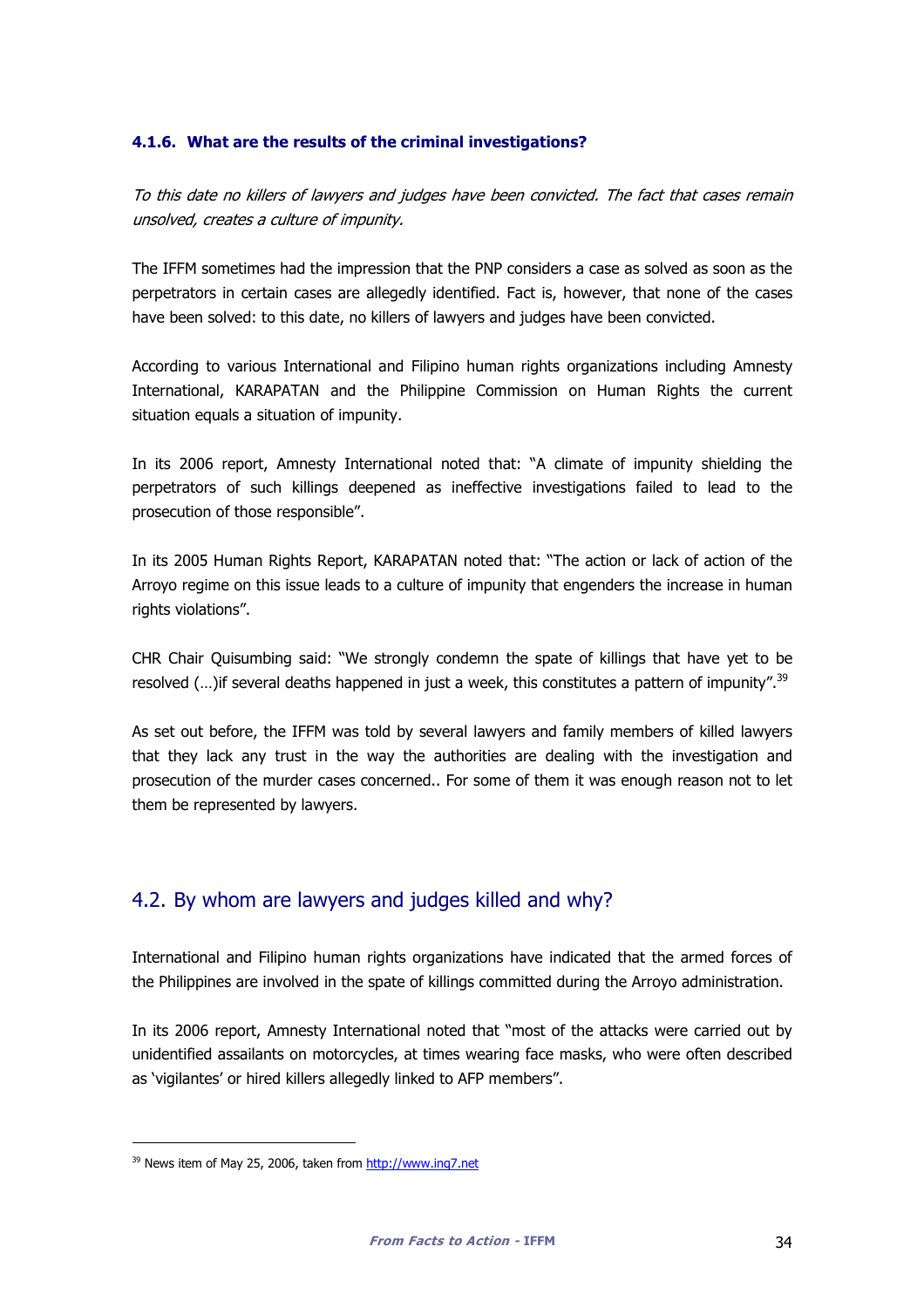#### 4.1.6. What are the results of the criminal investigations?

*To this date no killers of lawyers and judges have been convicted. The fact that cases remain unsolved, creates a culture of impunity.*

The IFFM sometimes had the impression that the PNP considers a case as solved as soon as the perpetrators in certain cases are allegedly identified. Fact is, however, that none of the cases have been solved: to this date, no killers of lawyers and judges have been convicted.

According to various International and Filipino human rights organizations including Amnesty International, KARAPATAN and the Philippine Commission on Human Rights the current situation equals a situation of impunity.

In its 2006 report, Amnesty International noted that: "A climate of impunity shielding the perpetrators of such killings deepened as ineffective investigations failed to lead to the prosecution of those responsible".

In its 2005 Human Rights Report, KARAPATAN noted that: "The action or lack of action of the Arroyo regime on this issue leads to a culture of impunity that engenders the increase in human rights violations".

CHR Chair Quisumbing said: "We strongly condemn the spate of killings that have yet to be resolved (…)if several deaths happened in just a week, this constitutes a pattern of impunity".[39]

As set out before, the IFFM was told by several lawyers and family members of killed lawyers that they lack any trust in the way the authorities are dealing with the investigation and prosecution of the murder cases concerned.. For some of them it was enough reason not to let them be represented by lawyers.

## 4.2. By whom are lawyers and judges killed and why?

International and Filipino human rights organizations have indicated that the armed forces of the Philippines are involved in the spate of killings committed during the Arroyo administration.

In its 2006 report, Amnesty International noted that "most of the attacks were carried out by unidentified assailants on motorcycles, at times wearing face masks, who were often described as 'vigilantes' or hired killers allegedly linked to AFP members".

[39] News item of May 25, 2006, taken from http://www.inq7.net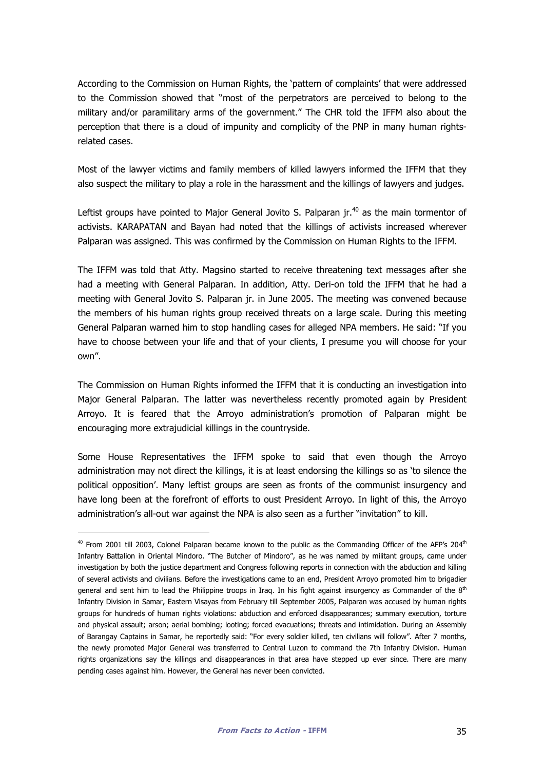According to the Commission on Human Rights, the 'pattern of complaints' that were addressed to the Commission showed that "most of the perpetrators are perceived to belong to the military and/or paramilitary arms of the government." The CHR told the IFFM also about the perception that there is a cloud of impunity and complicity of the PNP in many human rights-related cases.

Most of the lawyer victims and family members of killed lawyers informed the IFFM that they also suspect the military to play a role in the harassment and the killings of lawyers and judges.

Leftist groups have pointed to Major General Jovito S. Palparan jr.[40] as the main tormentor of activists. KARAPATAN and Bayan had noted that the killings of activists increased wherever Palparan was assigned. This was confirmed by the Commission on Human Rights to the IFFM.

The IFFM was told that Atty. Magsino started to receive threatening text messages after she had a meeting with General Palparan. In addition, Atty. Deri-on told the IFFM that he had a meeting with General Jovito S. Palparan jr. in June 2005. The meeting was convened because the members of his human rights group received threats on a large scale. During this meeting General Palparan warned him to stop handling cases for alleged NPA members. He said: "If you have to choose between your life and that of your clients, I presume you will choose for your own".

The Commission on Human Rights informed the IFFM that it is conducting an investigation into Major General Palparan. The latter was nevertheless recently promoted again by President Arroyo. It is feared that the Arroyo administration's promotion of Palparan might be encouraging more extrajudicial killings in the countryside.

Some House Representatives the IFFM spoke to said that even though the Arroyo administration may not direct the killings, it is at least endorsing the killings so as 'to silence the political opposition'. Many leftist groups are seen as fronts of the communist insurgency and have long been at the forefront of efforts to oust President Arroyo. In light of this, the Arroyo administration's all-out war against the NPA is also seen as a further "invitation" to kill.

---

[40] From 2001 till 2003, Colonel Palparan became known to the public as the Commanding Officer of the AFP's 204th Infantry Battalion in Oriental Mindoro. "The Butcher of Mindoro", as he was named by militant groups, came under investigation by both the justice department and Congress following reports in connection with the abduction and killing of several activists and civilians. Before the investigations came to an end, President Arroyo promoted him to brigadier general and sent him to lead the Philippine troops in Iraq. In his fight against insurgency as Commander of the 8th Infantry Division in Samar, Eastern Visayas from February till September 2005, Palparan was accused by human rights groups for hundreds of human rights violations: abduction and enforced disappearances; summary execution, torture and physical assault; arson; aerial bombing; looting; forced evacuations; threats and intimidation. During an Assembly of Barangay Captains in Samar, he reportedly said: "For every soldier killed, ten civilians will follow". After 7 months, the newly promoted Major General was transferred to Central Luzon to command the 7th Infantry Division. Human rights organizations say the killings and disappearances in that area have stepped up ever since. There are many pending cases against him. However, the General has never been convicted.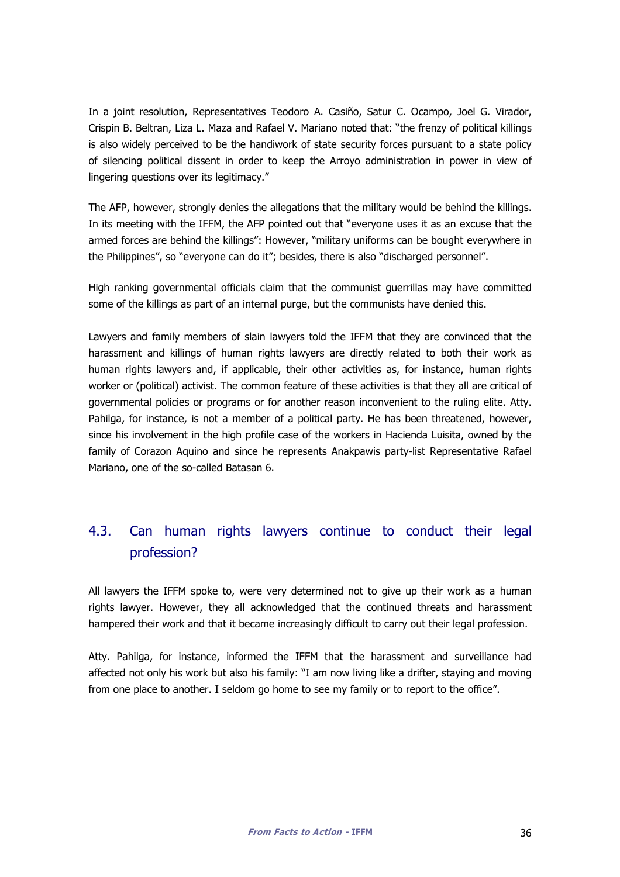In a joint resolution, Representatives Teodoro A. Casiño, Satur C. Ocampo, Joel G. Virador, Crispin B. Beltran, Liza L. Maza and Rafael V. Mariano noted that: "the frenzy of political killings is also widely perceived to be the handiwork of state security forces pursuant to a state policy of silencing political dissent in order to keep the Arroyo administration in power in view of lingering questions over its legitimacy."

The AFP, however, strongly denies the allegations that the military would be behind the killings. In its meeting with the IFFM, the AFP pointed out that "everyone uses it as an excuse that the armed forces are behind the killings": However, "military uniforms can be bought everywhere in the Philippines", so "everyone can do it"; besides, there is also "discharged personnel".

High ranking governmental officials claim that the communist guerrillas may have committed some of the killings as part of an internal purge, but the communists have denied this.

Lawyers and family members of slain lawyers told the IFFM that they are convinced that the harassment and killings of human rights lawyers are directly related to both their work as human rights lawyers and, if applicable, their other activities as, for instance, human rights worker or (political) activist. The common feature of these activities is that they all are critical of governmental policies or programs or for another reason inconvenient to the ruling elite. Atty. Pahilga, for instance, is not a member of a political party. He has been threatened, however, since his involvement in the high profile case of the workers in Hacienda Luisita, owned by the family of Corazon Aquino and since he represents Anakpawis party-list Representative Rafael Mariano, one of the so-called Batasan 6.

## 4.3. Can human rights lawyers continue to conduct their legal profession?

All lawyers the IFFM spoke to, were very determined not to give up their work as a human rights lawyer. However, they all acknowledged that the continued threats and harassment hampered their work and that it became increasingly difficult to carry out their legal profession.

Atty. Pahilga, for instance, informed the IFFM that the harassment and surveillance had affected not only his work but also his family: "I am now living like a drifter, staying and moving from one place to another. I seldom go home to see my family or to report to the office".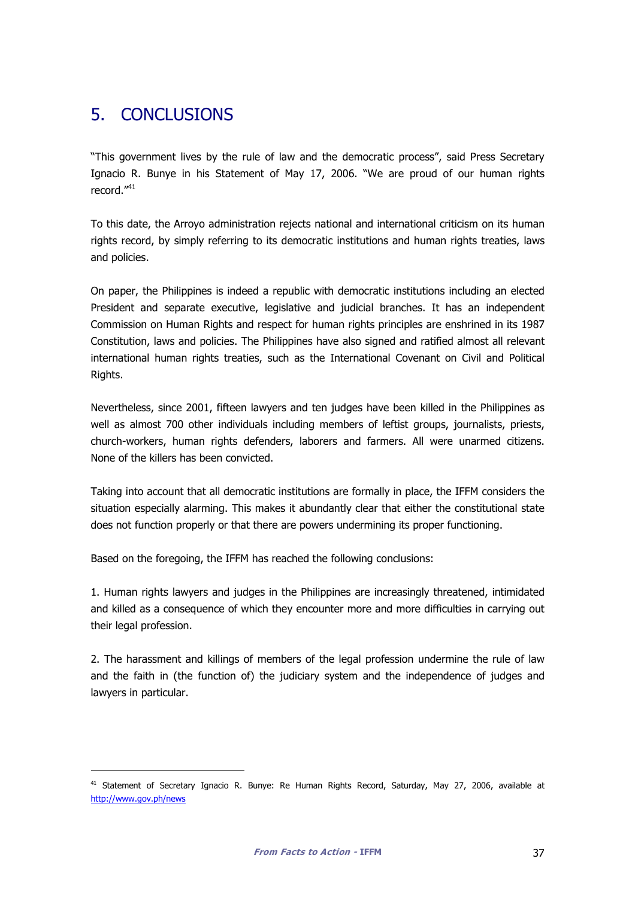## 5. CONCLUSIONS

"This government lives by the rule of law and the democratic process", said Press Secretary Ignacio R. Bunye in his Statement of May 17, 2006. "We are proud of our human rights record."[41]

To this date, the Arroyo administration rejects national and international criticism on its human rights record, by simply referring to its democratic institutions and human rights treaties, laws and policies.

On paper, the Philippines is indeed a republic with democratic institutions including an elected President and separate executive, legislative and judicial branches. It has an independent Commission on Human Rights and respect for human rights principles are enshrined in its 1987 Constitution, laws and policies. The Philippines have also signed and ratified almost all relevant international human rights treaties, such as the International Covenant on Civil and Political Rights.

Nevertheless, since 2001, fifteen lawyers and ten judges have been killed in the Philippines as well as almost 700 other individuals including members of leftist groups, journalists, priests, church-workers, human rights defenders, laborers and farmers. All were unarmed citizens. None of the killers has been convicted.

Taking into account that all democratic institutions are formally in place, the IFFM considers the situation especially alarming. This makes it abundantly clear that either the constitutional state does not function properly or that there are powers undermining its proper functioning.

Based on the foregoing, the IFFM has reached the following conclusions:

1. Human rights lawyers and judges in the Philippines are increasingly threatened, intimidated and killed as a consequence of which they encounter more and more difficulties in carrying out their legal profession.

2. The harassment and killings of members of the legal profession undermine the rule of law and the faith in (the function of) the judiciary system and the independence of judges and lawyers in particular.

---

[41] Statement of Secretary Ignacio R. Bunye: Re Human Rights Record, Saturday, May 27, 2006, available at http://www.gov.ph/news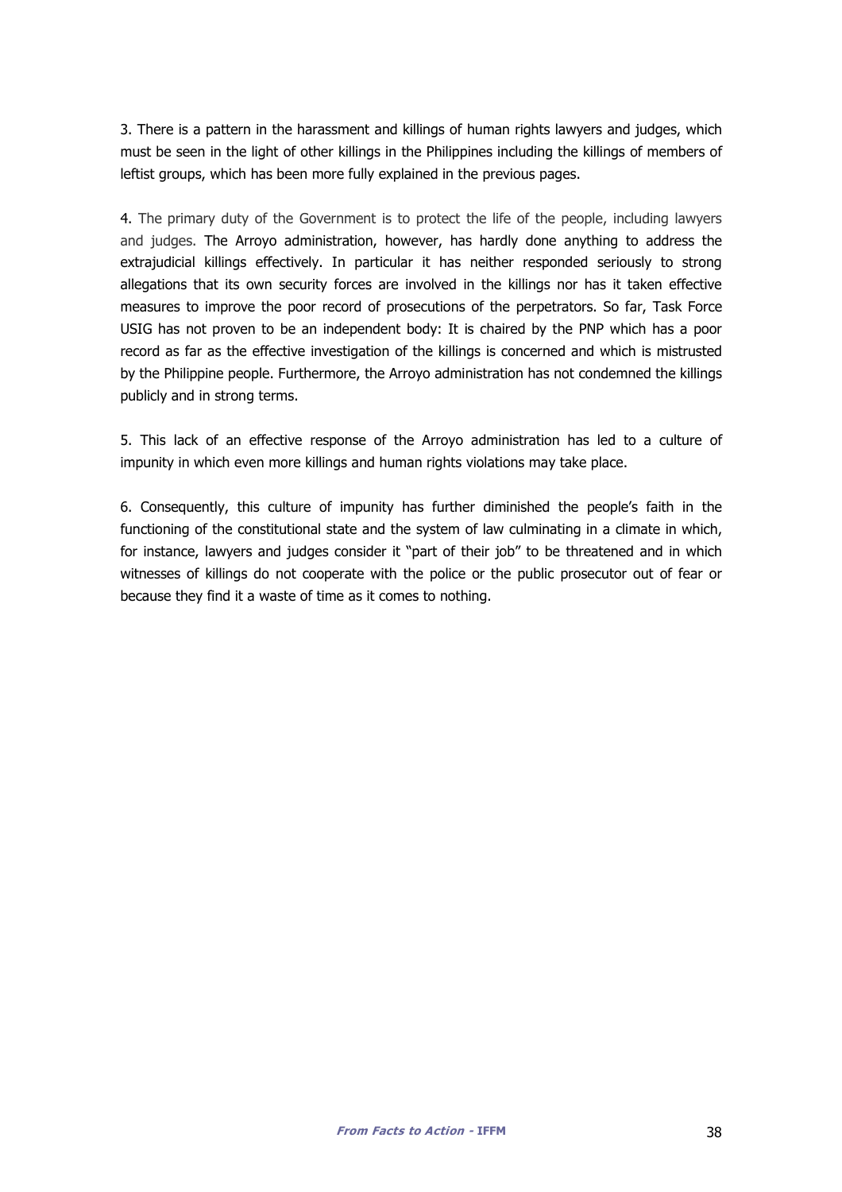3. There is a pattern in the harassment and killings of human rights lawyers and judges, which must be seen in the light of other killings in the Philippines including the killings of members of leftist groups, which has been more fully explained in the previous pages.

4. The primary duty of the Government is to protect the life of the people, including lawyers and judges. The Arroyo administration, however, has hardly done anything to address the extrajudicial killings effectively. In particular it has neither responded seriously to strong allegations that its own security forces are involved in the killings nor has it taken effective measures to improve the poor record of prosecutions of the perpetrators. So far, Task Force USIG has not proven to be an independent body: It is chaired by the PNP which has a poor record as far as the effective investigation of the killings is concerned and which is mistrusted by the Philippine people. Furthermore, the Arroyo administration has not condemned the killings publicly and in strong terms.

5. This lack of an effective response of the Arroyo administration has led to a culture of impunity in which even more killings and human rights violations may take place.

6. Consequently, this culture of impunity has further diminished the people's faith in the functioning of the constitutional state and the system of law culminating in a climate in which, for instance, lawyers and judges consider it "part of their job" to be threatened and in which witnesses of killings do not cooperate with the police or the public prosecutor out of fear or because they find it a waste of time as it comes to nothing.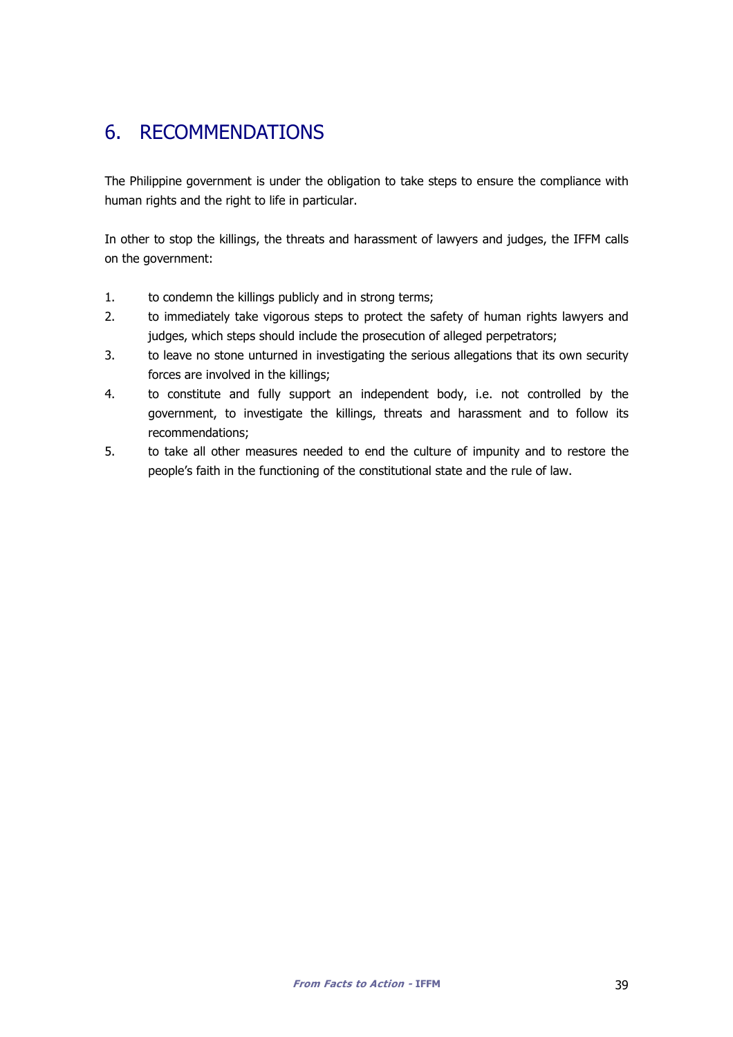# 6. RECOMMENDATIONS

The Philippine government is under the obligation to take steps to ensure the compliance with human rights and the right to life in particular.

In other to stop the killings, the threats and harassment of lawyers and judges, the IFFM calls on the government:

1. to condemn the killings publicly and in strong terms;
2. to immediately take vigorous steps to protect the safety of human rights lawyers and judges, which steps should include the prosecution of alleged perpetrators;
3. to leave no stone unturned in investigating the serious allegations that its own security forces are involved in the killings;
4. to constitute and fully support an independent body, i.e. not controlled by the government, to investigate the killings, threats and harassment and to follow its recommendations;
5. to take all other measures needed to end the culture of impunity and to restore the people's faith in the functioning of the constitutional state and the rule of law.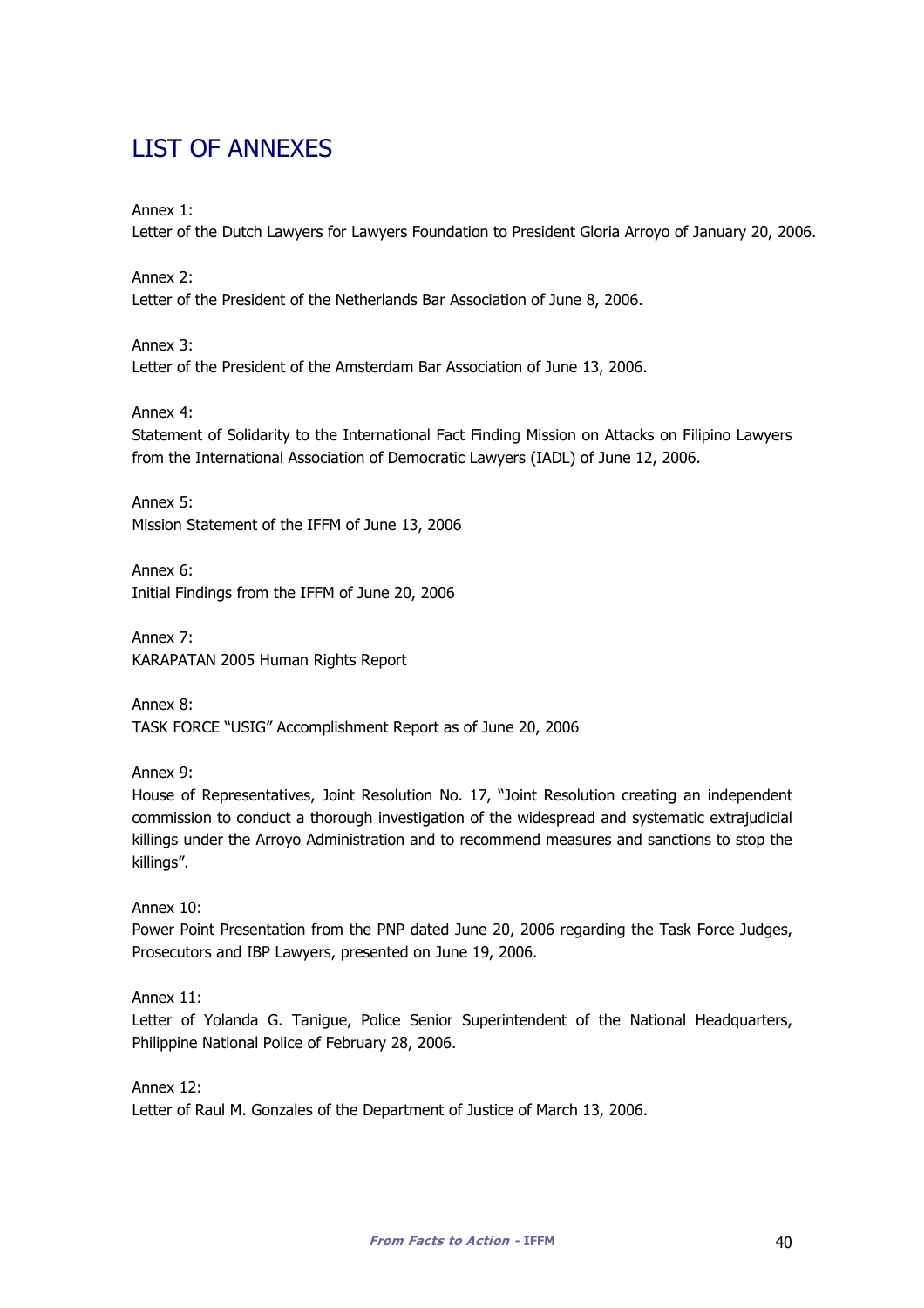# LIST OF ANNEXES

Annex 1:
Letter of the Dutch Lawyers for Lawyers Foundation to President Gloria Arroyo of January 20, 2006.

Annex 2:
Letter of the President of the Netherlands Bar Association of June 8, 2006.

Annex 3:
Letter of the President of the Amsterdam Bar Association of June 13, 2006.

Annex 4:
Statement of Solidarity to the International Fact Finding Mission on Attacks on Filipino Lawyers from the International Association of Democratic Lawyers (IADL) of June 12, 2006.

Annex 5:
Mission Statement of the IFFM of June 13, 2006

Annex 6:
Initial Findings from the IFFM of June 20, 2006

Annex 7:
KARAPATAN 2005 Human Rights Report

Annex 8:
TASK FORCE "USIG" Accomplishment Report as of June 20, 2006

Annex 9:
House of Representatives, Joint Resolution No. 17, "Joint Resolution creating an independent commission to conduct a thorough investigation of the widespread and systematic extrajudicial killings under the Arroyo Administration and to recommend measures and sanctions to stop the killings".

Annex 10:
Power Point Presentation from the PNP dated June 20, 2006 regarding the Task Force Judges, Prosecutors and IBP Lawyers, presented on June 19, 2006.

Annex 11:
Letter of Yolanda G. Tanigue, Police Senior Superintendent of the National Headquarters, Philippine National Police of February 28, 2006.

Annex 12:
Letter of Raul M. Gonzales of the Department of Justice of March 13, 2006.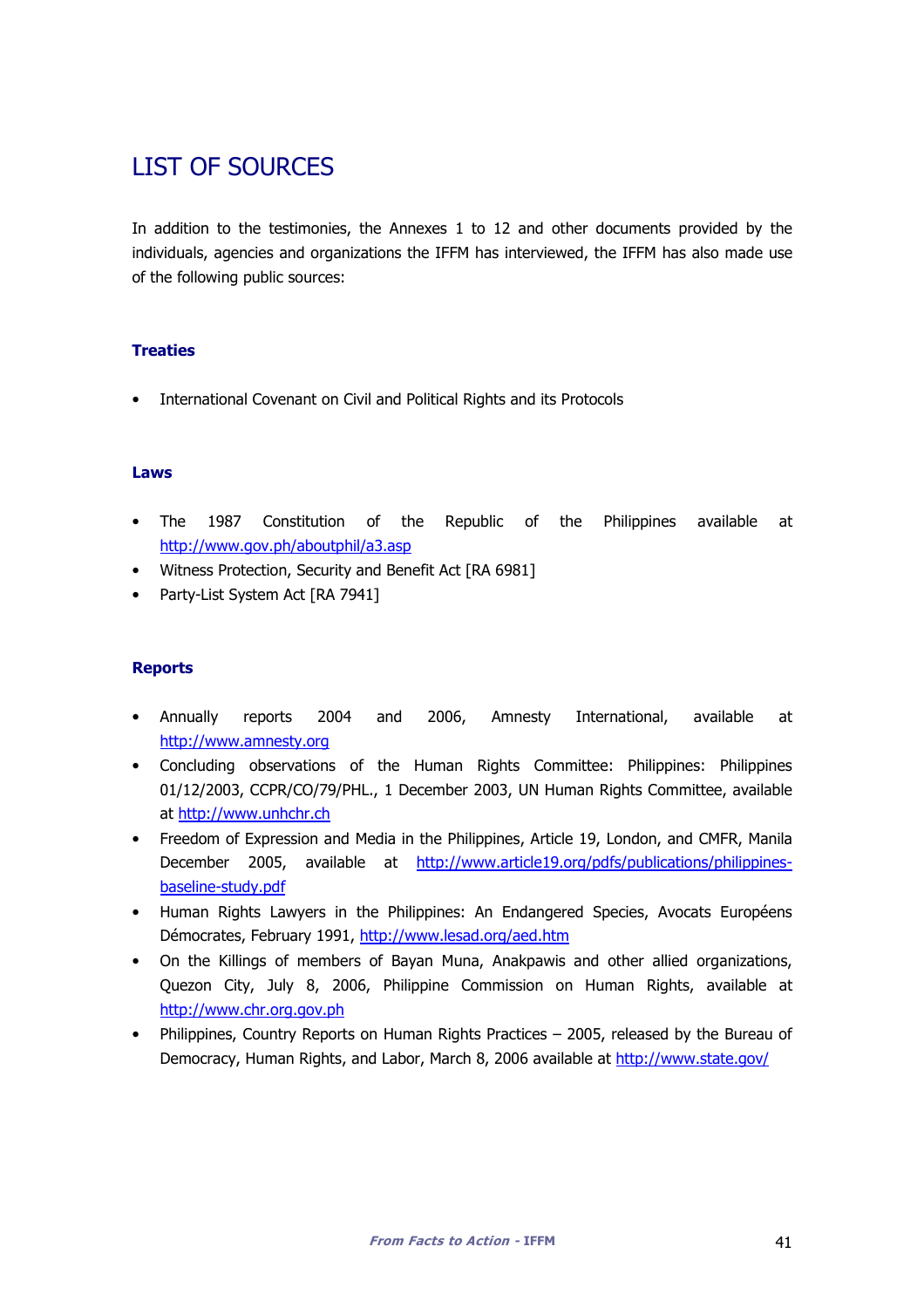# LIST OF SOURCES

In addition to the testimonies, the Annexes 1 to 12 and other documents provided by the individuals, agencies and organizations the IFFM has interviewed, the IFFM has also made use of the following public sources:

## Treaties

- International Covenant on Civil and Political Rights and its Protocols

## Laws

- The 1987 Constitution of the Republic of the Philippines available at http://www.gov.ph/aboutphil/a3.asp
- Witness Protection, Security and Benefit Act [RA 6981]
- Party-List System Act [RA 7941]

## Reports

- Annually reports 2004 and 2006, Amnesty International, available at http://www.amnesty.org
- Concluding observations of the Human Rights Committee: Philippines: Philippines 01/12/2003, CCPR/CO/79/PHL., 1 December 2003, UN Human Rights Committee, available at http://www.unhchr.ch
- Freedom of Expression and Media in the Philippines, Article 19, London, and CMFR, Manila December 2005, available at http://www.article19.org/pdfs/publications/philippines-baseline-study.pdf
- Human Rights Lawyers in the Philippines: An Endangered Species, Avocats Européens Démocrates, February 1991, http://www.lesad.org/aed.htm
- On the Killings of members of Bayan Muna, Anakpawis and other allied organizations, Quezon City, July 8, 2006, Philippine Commission on Human Rights, available at http://www.chr.org.gov.ph
- Philippines, Country Reports on Human Rights Practices – 2005, released by the Bureau of Democracy, Human Rights, and Labor, March 8, 2006 available at http://www.state.gov/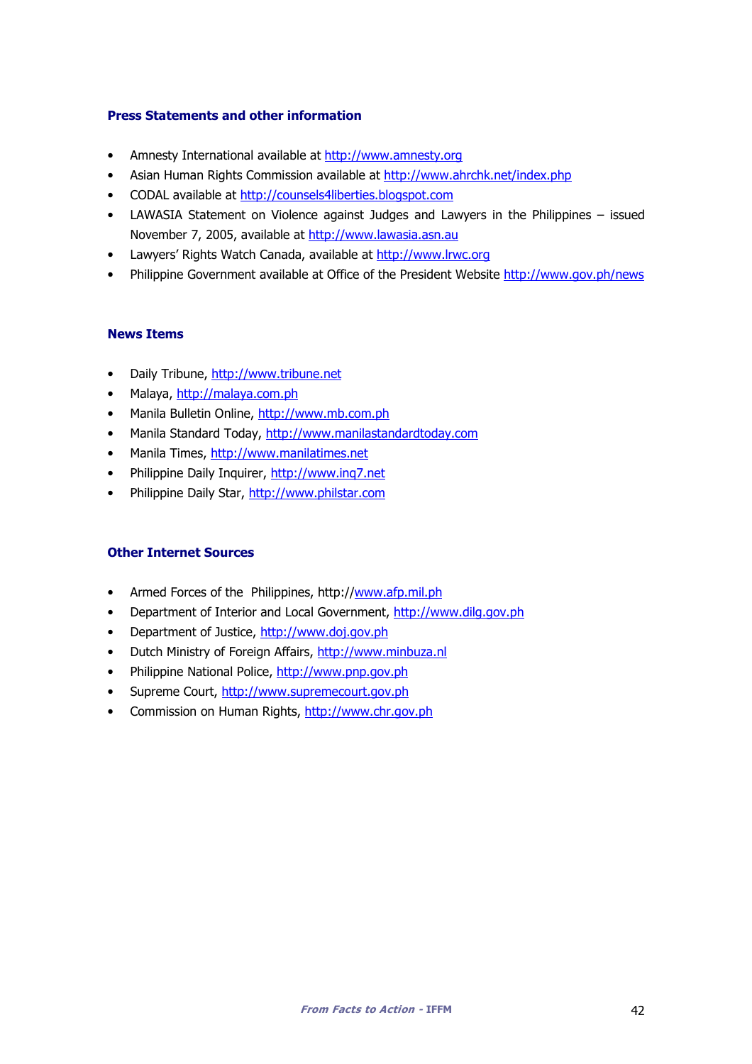### Press Statements and other information

- Amnesty International available at http://www.amnesty.org
- Asian Human Rights Commission available at http://www.ahrchk.net/index.php
- CODAL available at http://counsels4liberties.blogspot.com
- LAWASIA Statement on Violence against Judges and Lawyers in the Philippines – issued November 7, 2005, available at http://www.lawasia.asn.au
- Lawyers' Rights Watch Canada, available at http://www.lrwc.org
- Philippine Government available at Office of the President Website http://www.gov.ph/news

### News Items

- Daily Tribune, http://www.tribune.net
- Malaya, http://malaya.com.ph
- Manila Bulletin Online, http://www.mb.com.ph
- Manila Standard Today, http://www.manilastandardtoday.com
- Manila Times, http://www.manilatimes.net
- Philippine Daily Inquirer, http://www.inq7.net
- Philippine Daily Star, http://www.philstar.com

### Other Internet Sources

- Armed Forces of the Philippines, http://www.afp.mil.ph
- Department of Interior and Local Government, http://www.dilg.gov.ph
- Department of Justice, http://www.doj.gov.ph
- Dutch Ministry of Foreign Affairs, http://www.minbuza.nl
- Philippine National Police, http://www.pnp.gov.ph
- Supreme Court, http://www.supremecourt.gov.ph
- Commission on Human Rights, http://www.chr.gov.ph